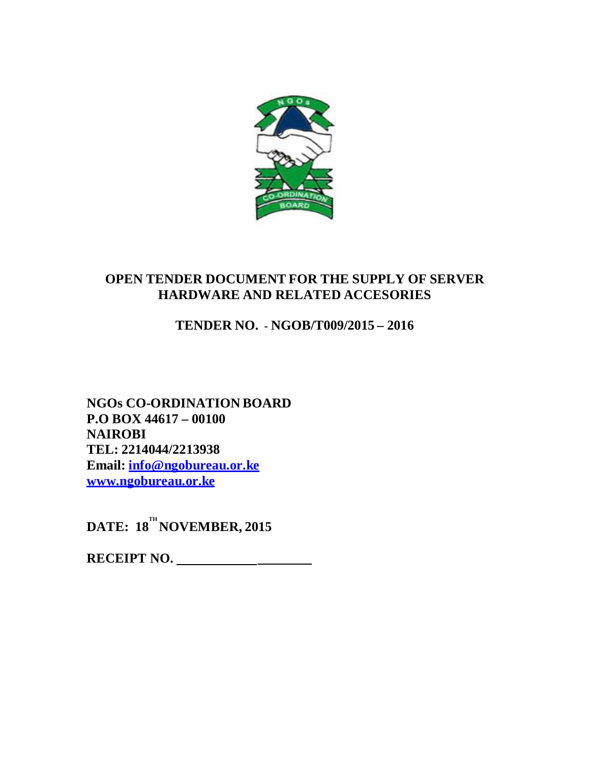# OPEN TENDER DOCUMENT FOR THE SUPPLY OF SERVER HARDWARE AND RELATED ACCESORIES

## TENDER NO. - NGOB/T009/2015 – 2016

**NGOs CO-ORDINATION BOARD**
**P.O BOX 44617 – 00100**
**NAIROBI**
**TEL: 2214044/2213938**
**Email: info@ngobureau.or.ke**
**www.ngobureau.or.ke**

**DATE: 18[TH] NOVEMBER, 2015**

**RECEIPT NO. ____________________**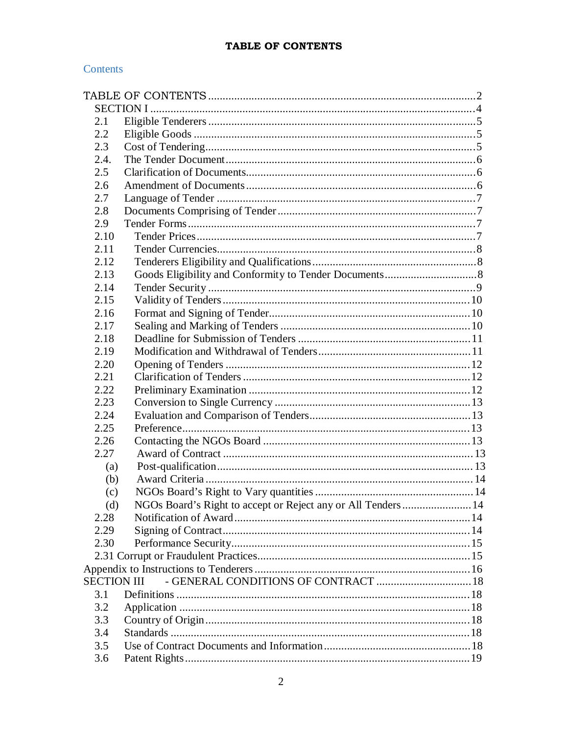**TABLE OF CONTENTS**

Contents

TABLE OF CONTENTS .....2
- SECTION I .....4
  - 2.1 Eligible Tenderers .....5
  - 2.2 Eligible Goods .....5
  - 2.3 Cost of Tendering .....5
  - 2.4. The Tender Document .....6
  - 2.5 Clarification of Documents .....6
  - 2.6 Amendment of Documents .....6
  - 2.7 Language of Tender .....7
  - 2.8 Documents Comprising of Tender .....7
  - 2.9 Tender Forms .....7
  - 2.10 Tender Prices .....7
  - 2.11 Tender Currencies .....8
  - 2.12 Tenderers Eligibility and Qualifications .....8
  - 2.13 Goods Eligibility and Conformity to Tender Documents .....8
  - 2.14 Tender Security .....9
  - 2.15 Validity of Tenders .....10
  - 2.16 Format and Signing of Tender .....10
  - 2.17 Sealing and Marking of Tenders .....10
  - 2.18 Deadline for Submission of Tenders .....11
  - 2.19 Modification and Withdrawal of Tenders .....11
  - 2.20 Opening of Tenders .....12
  - 2.21 Clarification of Tenders .....12
  - 2.22 Preliminary Examination .....12
  - 2.23 Conversion to Single Currency .....13
  - 2.24 Evaluation and Comparison of Tenders .....13
  - 2.25 Preference .....13
  - 2.26 Contacting the NGOs Board .....13
  - 2.27 Award of Contract .....13
    - (a) Post-qualification .....13
    - (b) Award Criteria .....14
    - (c) NGOs Board's Right to Vary quantities .....14
    - (d) NGOs Board's Right to accept or Reject any or All Tenders .....14
  - 2.28 Notification of Award .....14
  - 2.29 Signing of Contract .....14
  - 2.30 Performance Security .....15
  - 2.31 Corrupt or Fraudulent Practices .....15

Appendix to Instructions to Tenderers .....16

SECTION III - GENERAL CONDITIONS OF CONTRACT .....18
- 3.1 Definitions .....18
- 3.2 Application .....18
- 3.3 Country of Origin .....18
- 3.4 Standards .....18
- 3.5 Use of Contract Documents and Information .....18
- 3.6 Patent Rights .....19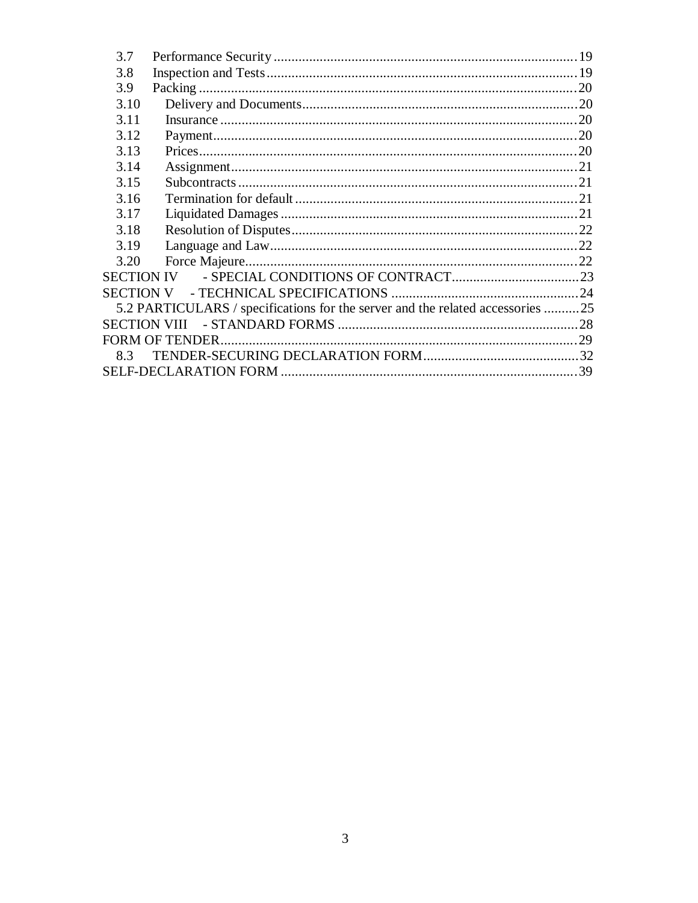3.7 Performance Security .......................................................................................19
3.8 Inspection and Tests..........................................................................................19
3.9 Packing .............................................................................................................20
3.10 Delivery and Documents.................................................................................20
3.11 Insurance .........................................................................................................20
3.12 Payment...........................................................................................................20
3.13 Prices...............................................................................................................20
3.14 Assignment......................................................................................................21
3.15 Subcontracts ....................................................................................................21
3.16 Termination for default ...................................................................................21
3.17 Liquidated Damages .......................................................................................21
3.18 Resolution of Disputes....................................................................................22
3.19 Language and Law..........................................................................................22
3.20 Force Majeure.................................................................................................22

SECTION IV - SPECIAL CONDITIONS OF CONTRACT....................................23

SECTION V - TECHNICAL SPECIFICATIONS ....................................................24

5.2 PARTICULARS / specifications for the server and the related accessories ..........25

SECTION VIII - STANDARD FORMS ....................................................................28

FORM OF TENDER.....................................................................................................29

8.3 TENDER-SECURING DECLARATION FORM............................................32

SELF-DECLARATION FORM ...................................................................................39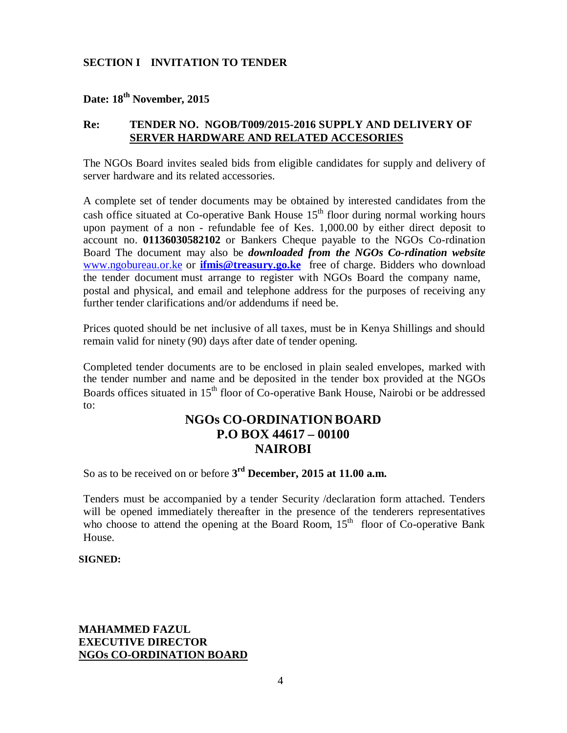## SECTION I INVITATION TO TENDER

**Date: 18th November, 2015**

**Re: TENDER NO. NGOB/T009/2015-2016 SUPPLY AND DELIVERY OF SERVER HARDWARE AND RELATED ACCESORIES**

The NGOs Board invites sealed bids from eligible candidates for supply and delivery of server hardware and its related accessories.

A complete set of tender documents may be obtained by interested candidates from the cash office situated at Co-operative Bank House 15th floor during normal working hours upon payment of a non - refundable fee of Kes. 1,000.00 by either direct deposit to account no. **01136030582102** or Bankers Cheque payable to the NGOs Co-rdination Board The document may also be ***downloaded from the NGOs Co-rdination website*** www.ngobureau.or.ke or **ifmis@treasury.go.ke** free of charge. Bidders who download the tender document must arrange to register with NGOs Board the company name, postal and physical, and email and telephone address for the purposes of receiving any further tender clarifications and/or addendums if need be.

Prices quoted should be net inclusive of all taxes, must be in Kenya Shillings and should remain valid for ninety (90) days after date of tender opening.

Completed tender documents are to be enclosed in plain sealed envelopes, marked with the tender number and name and be deposited in the tender box provided at the NGOs Boards offices situated in 15th floor of Co-operative Bank House, Nairobi or be addressed to:

**NGOs CO-ORDINATION BOARD**
**P.O BOX 44617 – 00100**
**NAIROBI**

So as to be received on or before **3rd December, 2015 at 11.00 a.m.**

Tenders must be accompanied by a tender Security /declaration form attached. Tenders will be opened immediately thereafter in the presence of the tenderers representatives who choose to attend the opening at the Board Room, 15th floor of Co-operative Bank House.

**SIGNED:**

**MAHAMMED FAZUL**
**EXECUTIVE DIRECTOR**
**NGOs CO-ORDINATION BOARD**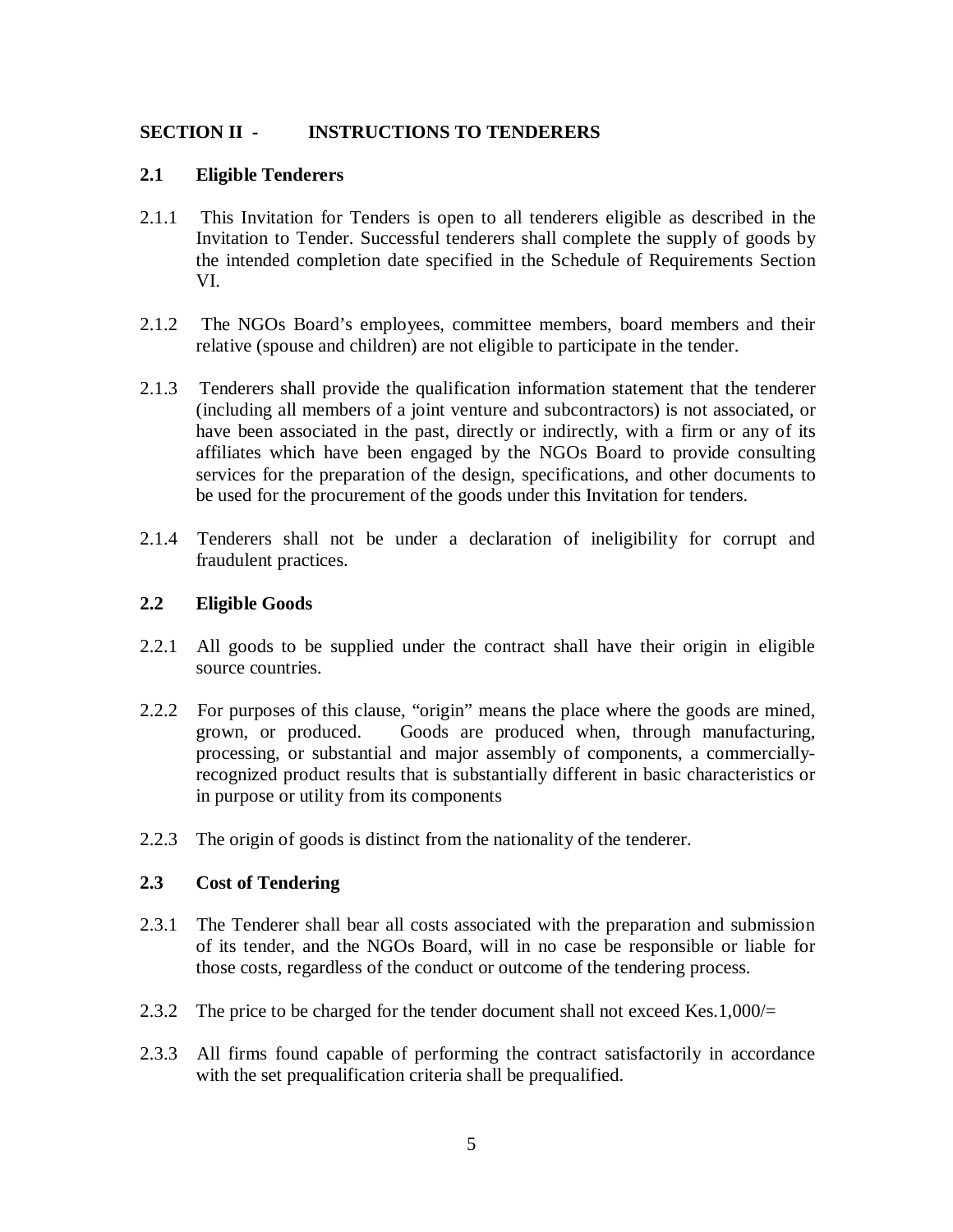## SECTION II - INSTRUCTIONS TO TENDERERS

### 2.1 Eligible Tenderers

2.1.1 This Invitation for Tenders is open to all tenderers eligible as described in the Invitation to Tender. Successful tenderers shall complete the supply of goods by the intended completion date specified in the Schedule of Requirements Section VI.

2.1.2 The NGOs Board's employees, committee members, board members and their relative (spouse and children) are not eligible to participate in the tender.

2.1.3 Tenderers shall provide the qualification information statement that the tenderer (including all members of a joint venture and subcontractors) is not associated, or have been associated in the past, directly or indirectly, with a firm or any of its affiliates which have been engaged by the NGOs Board to provide consulting services for the preparation of the design, specifications, and other documents to be used for the procurement of the goods under this Invitation for tenders.

2.1.4 Tenderers shall not be under a declaration of ineligibility for corrupt and fraudulent practices.

### 2.2 Eligible Goods

2.2.1 All goods to be supplied under the contract shall have their origin in eligible source countries.

2.2.2 For purposes of this clause, "origin" means the place where the goods are mined, grown, or produced. Goods are produced when, through manufacturing, processing, or substantial and major assembly of components, a commercially-recognized product results that is substantially different in basic characteristics or in purpose or utility from its components

2.2.3 The origin of goods is distinct from the nationality of the tenderer.

### 2.3 Cost of Tendering

2.3.1 The Tenderer shall bear all costs associated with the preparation and submission of its tender, and the NGOs Board, will in no case be responsible or liable for those costs, regardless of the conduct or outcome of the tendering process.

2.3.2 The price to be charged for the tender document shall not exceed Kes.1,000/=

2.3.3 All firms found capable of performing the contract satisfactorily in accordance with the set prequalification criteria shall be prequalified.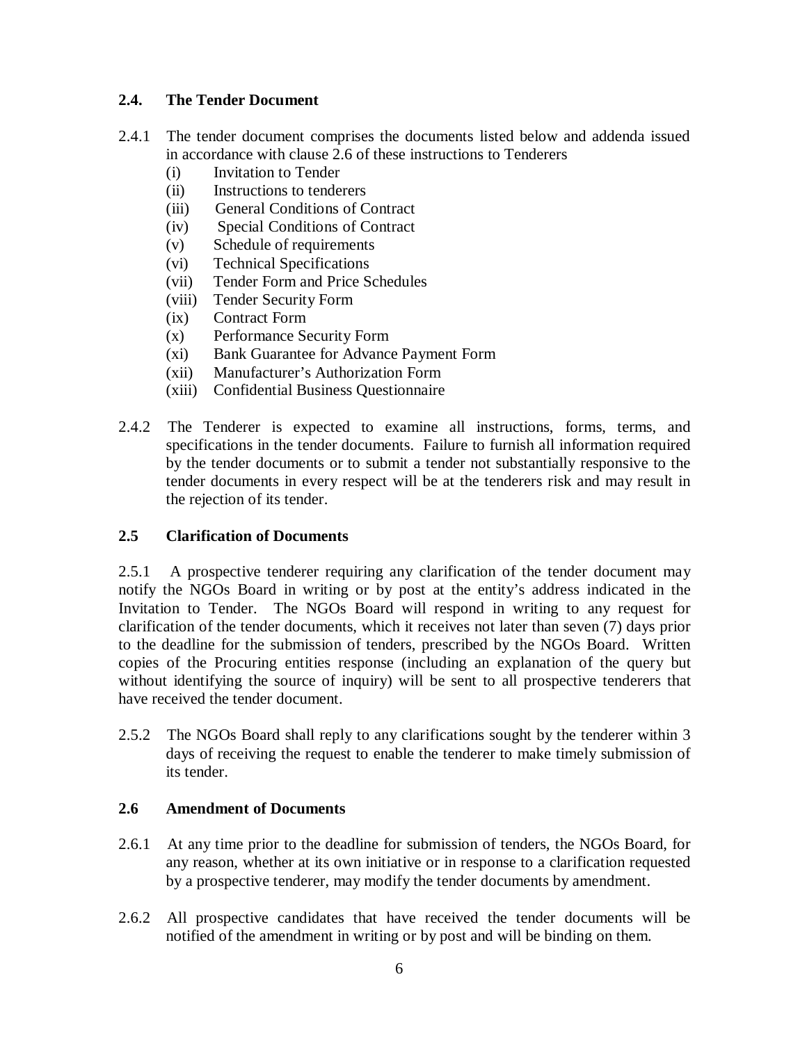### 2.4. The Tender Document

2.4.1 The tender document comprises the documents listed below and addenda issued in accordance with clause 2.6 of these instructions to Tenderers

- (i) Invitation to Tender
- (ii) Instructions to tenderers
- (iii) General Conditions of Contract
- (iv) Special Conditions of Contract
- (v) Schedule of requirements
- (vi) Technical Specifications
- (vii) Tender Form and Price Schedules
- (viii) Tender Security Form
- (ix) Contract Form
- (x) Performance Security Form
- (xi) Bank Guarantee for Advance Payment Form
- (xii) Manufacturer's Authorization Form
- (xiii) Confidential Business Questionnaire

2.4.2 The Tenderer is expected to examine all instructions, forms, terms, and specifications in the tender documents. Failure to furnish all information required by the tender documents or to submit a tender not substantially responsive to the tender documents in every respect will be at the tenderers risk and may result in the rejection of its tender.

### 2.5 Clarification of Documents

2.5.1 A prospective tenderer requiring any clarification of the tender document may notify the NGOs Board in writing or by post at the entity's address indicated in the Invitation to Tender. The NGOs Board will respond in writing to any request for clarification of the tender documents, which it receives not later than seven (7) days prior to the deadline for the submission of tenders, prescribed by the NGOs Board. Written copies of the Procuring entities response (including an explanation of the query but without identifying the source of inquiry) will be sent to all prospective tenderers that have received the tender document.

2.5.2 The NGOs Board shall reply to any clarifications sought by the tenderer within 3 days of receiving the request to enable the tenderer to make timely submission of its tender.

### 2.6 Amendment of Documents

2.6.1 At any time prior to the deadline for submission of tenders, the NGOs Board, for any reason, whether at its own initiative or in response to a clarification requested by a prospective tenderer, may modify the tender documents by amendment.

2.6.2 All prospective candidates that have received the tender documents will be notified of the amendment in writing or by post and will be binding on them.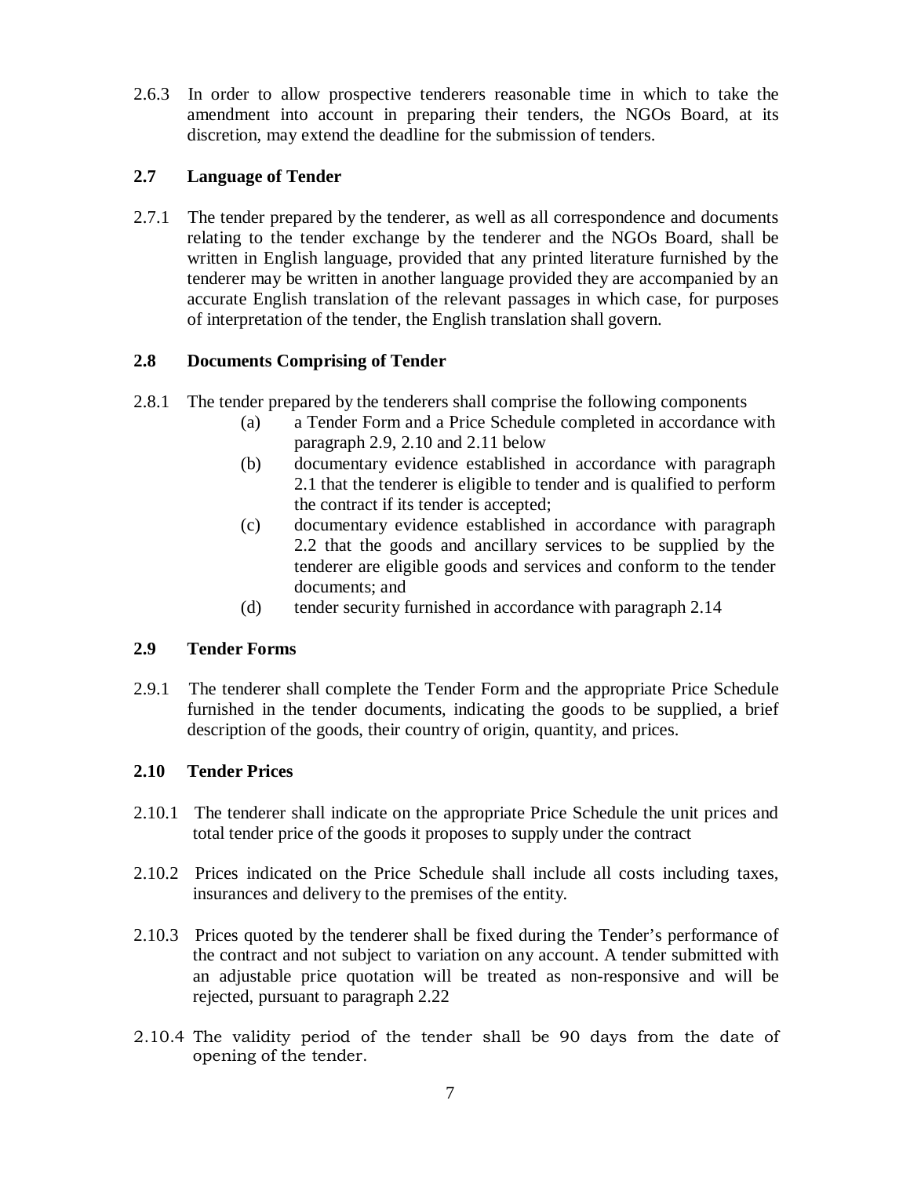2.6.3 In order to allow prospective tenderers reasonable time in which to take the amendment into account in preparing their tenders, the NGOs Board, at its discretion, may extend the deadline for the submission of tenders.

### 2.7 Language of Tender

2.7.1 The tender prepared by the tenderer, as well as all correspondence and documents relating to the tender exchange by the tenderer and the NGOs Board, shall be written in English language, provided that any printed literature furnished by the tenderer may be written in another language provided they are accompanied by an accurate English translation of the relevant passages in which case, for purposes of interpretation of the tender, the English translation shall govern.

### 2.8 Documents Comprising of Tender

2.8.1 The tender prepared by the tenderers shall comprise the following components

- (a) a Tender Form and a Price Schedule completed in accordance with paragraph 2.9, 2.10 and 2.11 below
- (b) documentary evidence established in accordance with paragraph 2.1 that the tenderer is eligible to tender and is qualified to perform the contract if its tender is accepted;
- (c) documentary evidence established in accordance with paragraph 2.2 that the goods and ancillary services to be supplied by the tenderer are eligible goods and services and conform to the tender documents; and
- (d) tender security furnished in accordance with paragraph 2.14

### 2.9 Tender Forms

2.9.1 The tenderer shall complete the Tender Form and the appropriate Price Schedule furnished in the tender documents, indicating the goods to be supplied, a brief description of the goods, their country of origin, quantity, and prices.

### 2.10 Tender Prices

2.10.1 The tenderer shall indicate on the appropriate Price Schedule the unit prices and total tender price of the goods it proposes to supply under the contract

2.10.2 Prices indicated on the Price Schedule shall include all costs including taxes, insurances and delivery to the premises of the entity.

2.10.3 Prices quoted by the tenderer shall be fixed during the Tender's performance of the contract and not subject to variation on any account. A tender submitted with an adjustable price quotation will be treated as non-responsive and will be rejected, pursuant to paragraph 2.22

2.10.4 The validity period of the tender shall be 90 days from the date of opening of the tender.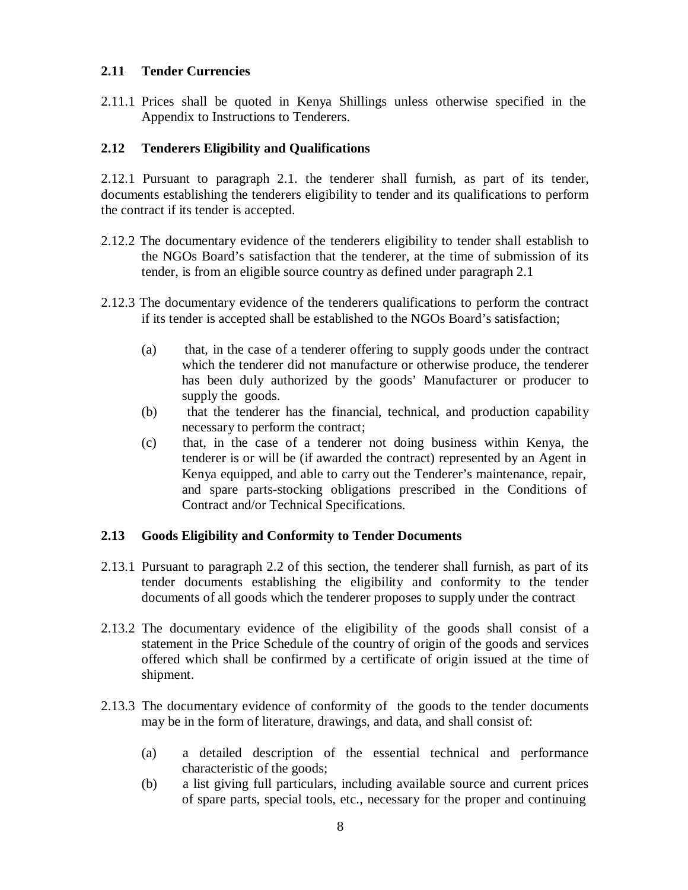### 2.11 Tender Currencies

2.11.1 Prices shall be quoted in Kenya Shillings unless otherwise specified in the Appendix to Instructions to Tenderers.

### 2.12 Tenderers Eligibility and Qualifications

2.12.1 Pursuant to paragraph 2.1. the tenderer shall furnish, as part of its tender, documents establishing the tenderers eligibility to tender and its qualifications to perform the contract if its tender is accepted.

2.12.2 The documentary evidence of the tenderers eligibility to tender shall establish to the NGOs Board's satisfaction that the tenderer, at the time of submission of its tender, is from an eligible source country as defined under paragraph 2.1

2.12.3 The documentary evidence of the tenderers qualifications to perform the contract if its tender is accepted shall be established to the NGOs Board's satisfaction;

- (a) that, in the case of a tenderer offering to supply goods under the contract which the tenderer did not manufacture or otherwise produce, the tenderer has been duly authorized by the goods' Manufacturer or producer to supply the goods.
- (b) that the tenderer has the financial, technical, and production capability necessary to perform the contract;
- (c) that, in the case of a tenderer not doing business within Kenya, the tenderer is or will be (if awarded the contract) represented by an Agent in Kenya equipped, and able to carry out the Tenderer's maintenance, repair, and spare parts-stocking obligations prescribed in the Conditions of Contract and/or Technical Specifications.

### 2.13 Goods Eligibility and Conformity to Tender Documents

2.13.1 Pursuant to paragraph 2.2 of this section, the tenderer shall furnish, as part of its tender documents establishing the eligibility and conformity to the tender documents of all goods which the tenderer proposes to supply under the contract

2.13.2 The documentary evidence of the eligibility of the goods shall consist of a statement in the Price Schedule of the country of origin of the goods and services offered which shall be confirmed by a certificate of origin issued at the time of shipment.

2.13.3 The documentary evidence of conformity of the goods to the tender documents may be in the form of literature, drawings, and data, and shall consist of:

- (a) a detailed description of the essential technical and performance characteristic of the goods;
- (b) a list giving full particulars, including available source and current prices of spare parts, special tools, etc., necessary for the proper and continuing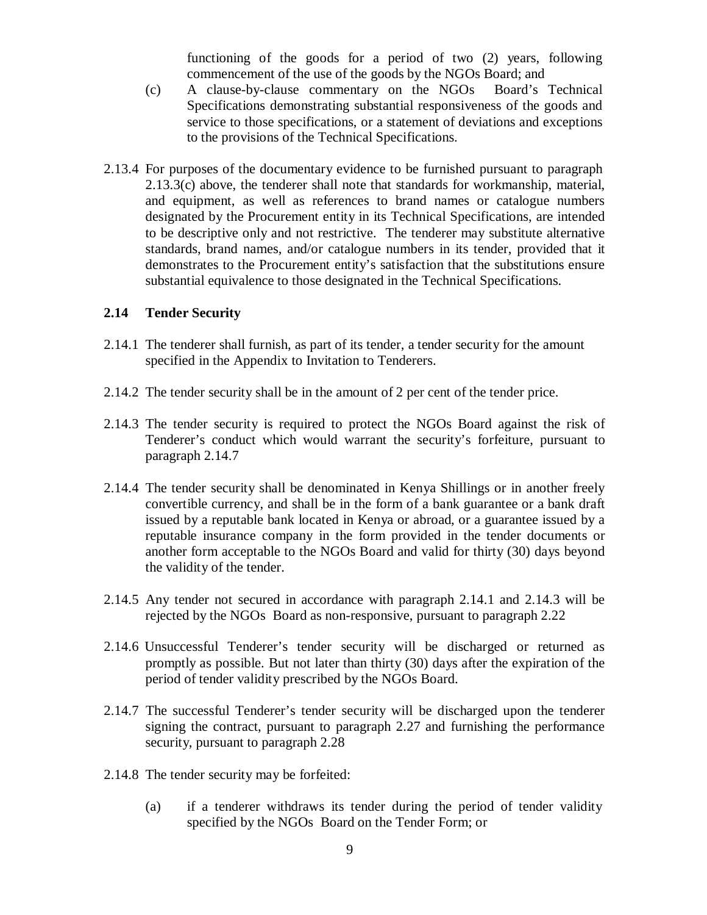functioning of the goods for a period of two (2) years, following commencement of the use of the goods by the NGOs Board; and

(c) A clause-by-clause commentary on the NGOs Board's Technical Specifications demonstrating substantial responsiveness of the goods and service to those specifications, or a statement of deviations and exceptions to the provisions of the Technical Specifications.

2.13.4 For purposes of the documentary evidence to be furnished pursuant to paragraph 2.13.3(c) above, the tenderer shall note that standards for workmanship, material, and equipment, as well as references to brand names or catalogue numbers designated by the Procurement entity in its Technical Specifications, are intended to be descriptive only and not restrictive. The tenderer may substitute alternative standards, brand names, and/or catalogue numbers in its tender, provided that it demonstrates to the Procurement entity's satisfaction that the substitutions ensure substantial equivalence to those designated in the Technical Specifications.

### 2.14 Tender Security

2.14.1 The tenderer shall furnish, as part of its tender, a tender security for the amount specified in the Appendix to Invitation to Tenderers.

2.14.2 The tender security shall be in the amount of 2 per cent of the tender price.

2.14.3 The tender security is required to protect the NGOs Board against the risk of Tenderer's conduct which would warrant the security's forfeiture, pursuant to paragraph 2.14.7

2.14.4 The tender security shall be denominated in Kenya Shillings or in another freely convertible currency, and shall be in the form of a bank guarantee or a bank draft issued by a reputable bank located in Kenya or abroad, or a guarantee issued by a reputable insurance company in the form provided in the tender documents or another form acceptable to the NGOs Board and valid for thirty (30) days beyond the validity of the tender.

2.14.5 Any tender not secured in accordance with paragraph 2.14.1 and 2.14.3 will be rejected by the NGOs Board as non-responsive, pursuant to paragraph 2.22

2.14.6 Unsuccessful Tenderer's tender security will be discharged or returned as promptly as possible. But not later than thirty (30) days after the expiration of the period of tender validity prescribed by the NGOs Board.

2.14.7 The successful Tenderer's tender security will be discharged upon the tenderer signing the contract, pursuant to paragraph 2.27 and furnishing the performance security, pursuant to paragraph 2.28

2.14.8 The tender security may be forfeited:

(a) if a tenderer withdraws its tender during the period of tender validity specified by the NGOs Board on the Tender Form; or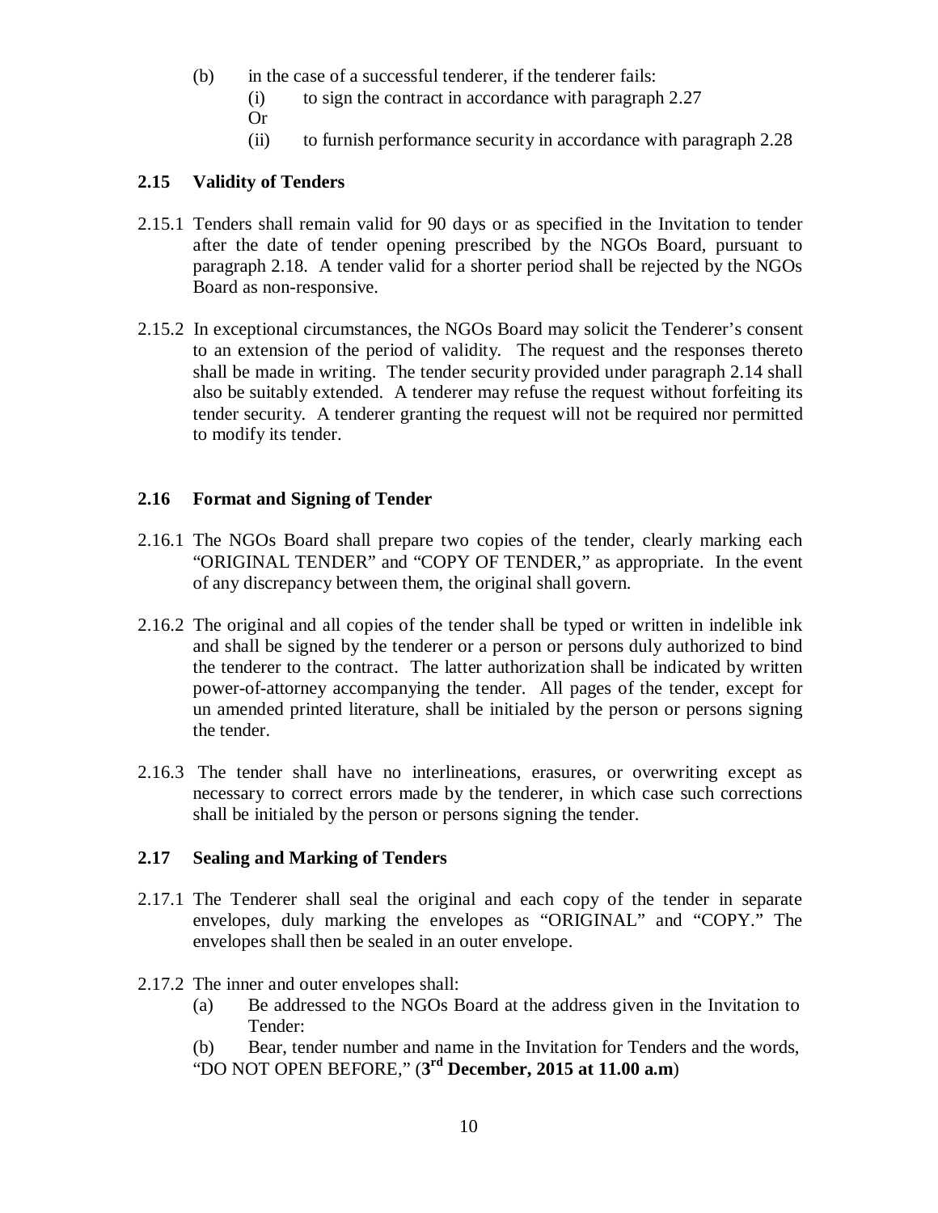(b) in the case of a successful tenderer, if the tenderer fails:

   (i) to sign the contract in accordance with paragraph 2.27

   Or

   (ii) to furnish performance security in accordance with paragraph 2.28

### 2.15 Validity of Tenders

2.15.1 Tenders shall remain valid for 90 days or as specified in the Invitation to tender after the date of tender opening prescribed by the NGOs Board, pursuant to paragraph 2.18. A tender valid for a shorter period shall be rejected by the NGOs Board as non-responsive.

2.15.2 In exceptional circumstances, the NGOs Board may solicit the Tenderer's consent to an extension of the period of validity. The request and the responses thereto shall be made in writing. The tender security provided under paragraph 2.14 shall also be suitably extended. A tenderer may refuse the request without forfeiting its tender security. A tenderer granting the request will not be required nor permitted to modify its tender.

### 2.16 Format and Signing of Tender

2.16.1 The NGOs Board shall prepare two copies of the tender, clearly marking each "ORIGINAL TENDER" and "COPY OF TENDER," as appropriate. In the event of any discrepancy between them, the original shall govern.

2.16.2 The original and all copies of the tender shall be typed or written in indelible ink and shall be signed by the tenderer or a person or persons duly authorized to bind the tenderer to the contract. The latter authorization shall be indicated by written power-of-attorney accompanying the tender. All pages of the tender, except for un amended printed literature, shall be initialed by the person or persons signing the tender.

2.16.3 The tender shall have no interlineations, erasures, or overwriting except as necessary to correct errors made by the tenderer, in which case such corrections shall be initialed by the person or persons signing the tender.

### 2.17 Sealing and Marking of Tenders

2.17.1 The Tenderer shall seal the original and each copy of the tender in separate envelopes, duly marking the envelopes as "ORIGINAL" and "COPY." The envelopes shall then be sealed in an outer envelope.

2.17.2 The inner and outer envelopes shall:

(a) Be addressed to the NGOs Board at the address given in the Invitation to Tender:

(b) Bear, tender number and name in the Invitation for Tenders and the words, "DO NOT OPEN BEFORE," (**3rd December, 2015 at 11.00 a.m**)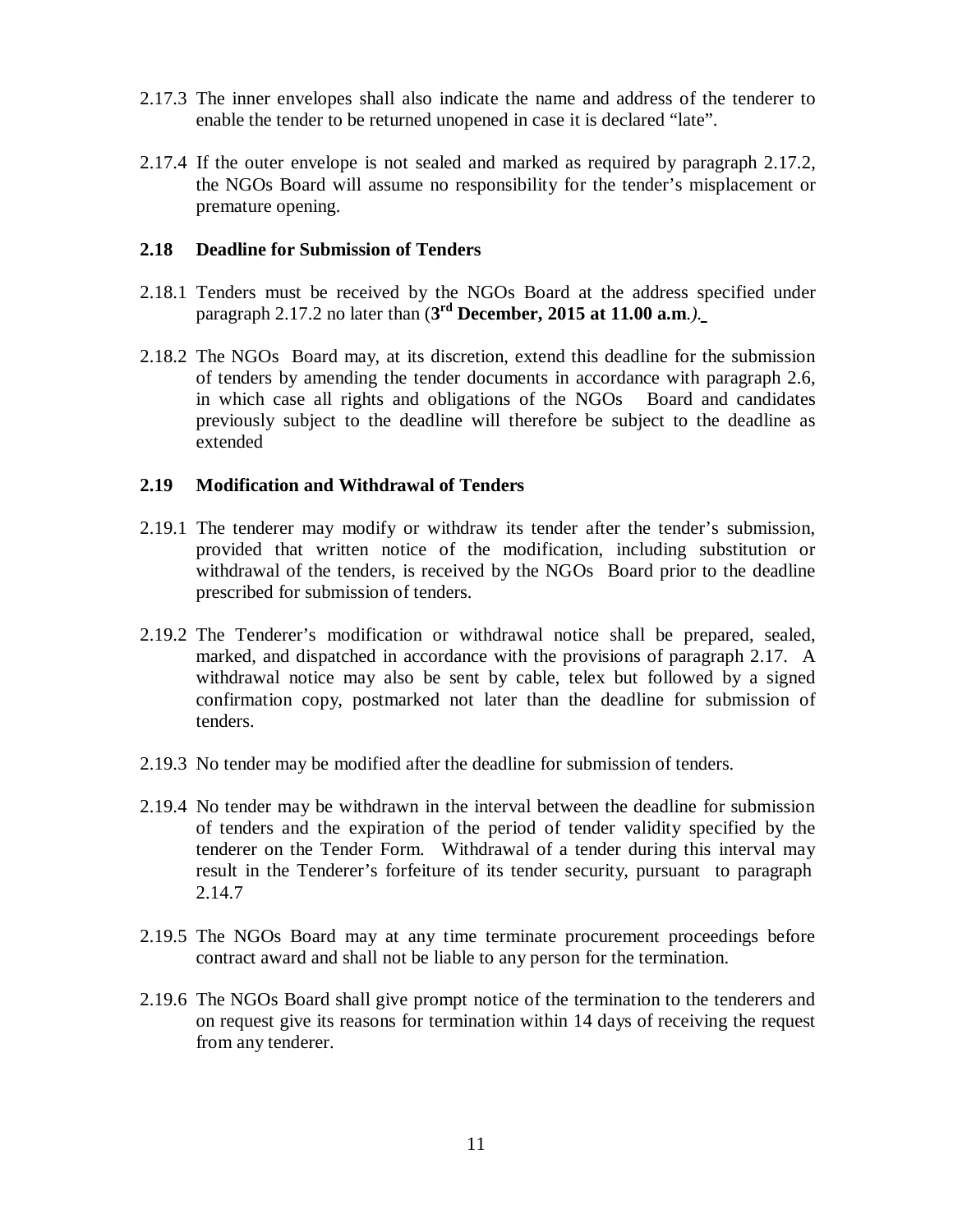2.17.3 The inner envelopes shall also indicate the name and address of the tenderer to enable the tender to be returned unopened in case it is declared "late".

2.17.4 If the outer envelope is not sealed and marked as required by paragraph 2.17.2, the NGOs Board will assume no responsibility for the tender's misplacement or premature opening.

### 2.18 Deadline for Submission of Tenders

2.18.1 Tenders must be received by the NGOs Board at the address specified under paragraph 2.17.2 no later than (**3rd December, 2015 at 11.00 a.m**.*).*

2.18.2 The NGOs Board may, at its discretion, extend this deadline for the submission of tenders by amending the tender documents in accordance with paragraph 2.6, in which case all rights and obligations of the NGOs Board and candidates previously subject to the deadline will therefore be subject to the deadline as extended

### 2.19 Modification and Withdrawal of Tenders

2.19.1 The tenderer may modify or withdraw its tender after the tender's submission, provided that written notice of the modification, including substitution or withdrawal of the tenders, is received by the NGOs Board prior to the deadline prescribed for submission of tenders.

2.19.2 The Tenderer's modification or withdrawal notice shall be prepared, sealed, marked, and dispatched in accordance with the provisions of paragraph 2.17. A withdrawal notice may also be sent by cable, telex but followed by a signed confirmation copy, postmarked not later than the deadline for submission of tenders.

2.19.3 No tender may be modified after the deadline for submission of tenders.

2.19.4 No tender may be withdrawn in the interval between the deadline for submission of tenders and the expiration of the period of tender validity specified by the tenderer on the Tender Form. Withdrawal of a tender during this interval may result in the Tenderer's forfeiture of its tender security, pursuant to paragraph 2.14.7

2.19.5 The NGOs Board may at any time terminate procurement proceedings before contract award and shall not be liable to any person for the termination.

2.19.6 The NGOs Board shall give prompt notice of the termination to the tenderers and on request give its reasons for termination within 14 days of receiving the request from any tenderer.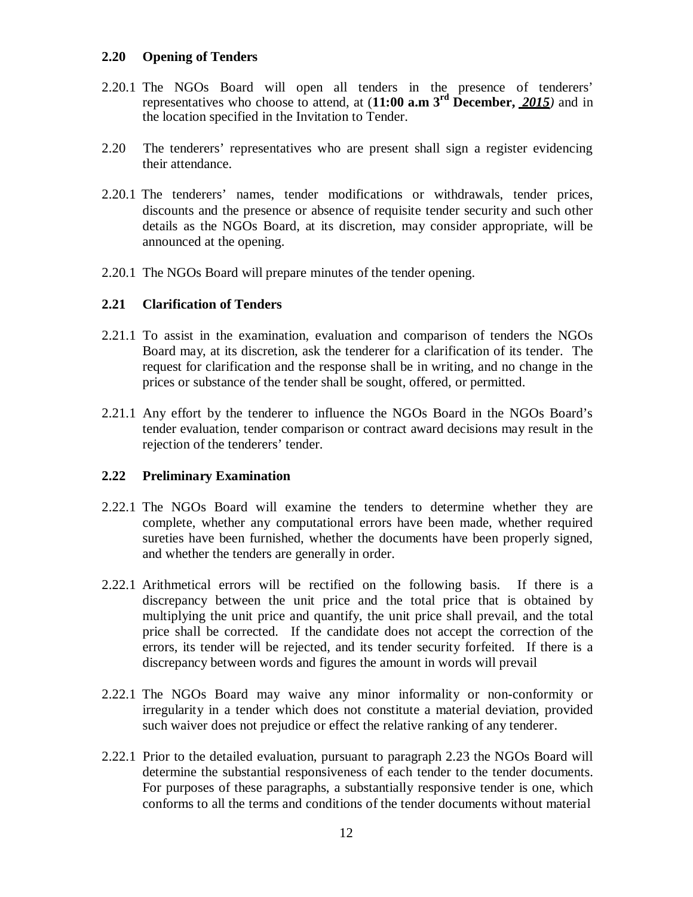**2.20 Opening of Tenders**

2.20.1 The NGOs Board will open all tenders in the presence of tenderers' representatives who choose to attend, at (**11:00 a.m 3rd December, *2015***) and in the location specified in the Invitation to Tender.

2.20 The tenderers' representatives who are present shall sign a register evidencing their attendance.

2.20.1 The tenderers' names, tender modifications or withdrawals, tender prices, discounts and the presence or absence of requisite tender security and such other details as the NGOs Board, at its discretion, may consider appropriate, will be announced at the opening.

2.20.1 The NGOs Board will prepare minutes of the tender opening.

**2.21 Clarification of Tenders**

2.21.1 To assist in the examination, evaluation and comparison of tenders the NGOs Board may, at its discretion, ask the tenderer for a clarification of its tender. The request for clarification and the response shall be in writing, and no change in the prices or substance of the tender shall be sought, offered, or permitted.

2.21.1 Any effort by the tenderer to influence the NGOs Board in the NGOs Board's tender evaluation, tender comparison or contract award decisions may result in the rejection of the tenderers' tender.

**2.22 Preliminary Examination**

2.22.1 The NGOs Board will examine the tenders to determine whether they are complete, whether any computational errors have been made, whether required sureties have been furnished, whether the documents have been properly signed, and whether the tenders are generally in order.

2.22.1 Arithmetical errors will be rectified on the following basis. If there is a discrepancy between the unit price and the total price that is obtained by multiplying the unit price and quantify, the unit price shall prevail, and the total price shall be corrected. If the candidate does not accept the correction of the errors, its tender will be rejected, and its tender security forfeited. If there is a discrepancy between words and figures the amount in words will prevail

2.22.1 The NGOs Board may waive any minor informality or non-conformity or irregularity in a tender which does not constitute a material deviation, provided such waiver does not prejudice or effect the relative ranking of any tenderer.

2.22.1 Prior to the detailed evaluation, pursuant to paragraph 2.23 the NGOs Board will determine the substantial responsiveness of each tender to the tender documents. For purposes of these paragraphs, a substantially responsive tender is one, which conforms to all the terms and conditions of the tender documents without material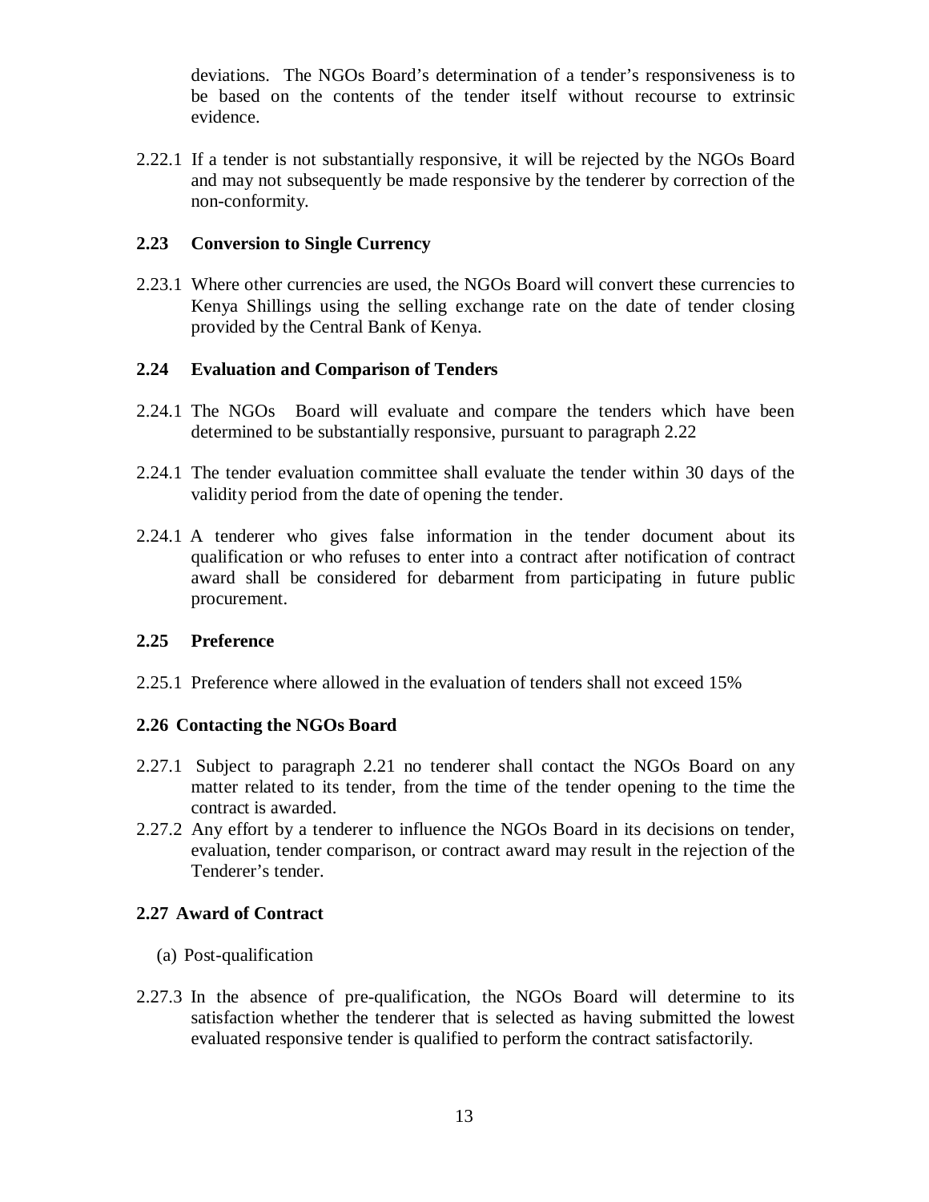deviations. The NGOs Board's determination of a tender's responsiveness is to be based on the contents of the tender itself without recourse to extrinsic evidence.

2.22.1 If a tender is not substantially responsive, it will be rejected by the NGOs Board and may not subsequently be made responsive by the tenderer by correction of the non-conformity.

**2.23 Conversion to Single Currency**

2.23.1 Where other currencies are used, the NGOs Board will convert these currencies to Kenya Shillings using the selling exchange rate on the date of tender closing provided by the Central Bank of Kenya.

**2.24 Evaluation and Comparison of Tenders**

2.24.1 The NGOs Board will evaluate and compare the tenders which have been determined to be substantially responsive, pursuant to paragraph 2.22

2.24.1 The tender evaluation committee shall evaluate the tender within 30 days of the validity period from the date of opening the tender.

2.24.1 A tenderer who gives false information in the tender document about its qualification or who refuses to enter into a contract after notification of contract award shall be considered for debarment from participating in future public procurement.

**2.25 Preference**

2.25.1 Preference where allowed in the evaluation of tenders shall not exceed 15%

**2.26 Contacting the NGOs Board**

2.27.1 Subject to paragraph 2.21 no tenderer shall contact the NGOs Board on any matter related to its tender, from the time of the tender opening to the time the contract is awarded.

2.27.2 Any effort by a tenderer to influence the NGOs Board in its decisions on tender, evaluation, tender comparison, or contract award may result in the rejection of the Tenderer's tender.

**2.27 Award of Contract**

(a) Post-qualification

2.27.3 In the absence of pre-qualification, the NGOs Board will determine to its satisfaction whether the tenderer that is selected as having submitted the lowest evaluated responsive tender is qualified to perform the contract satisfactorily.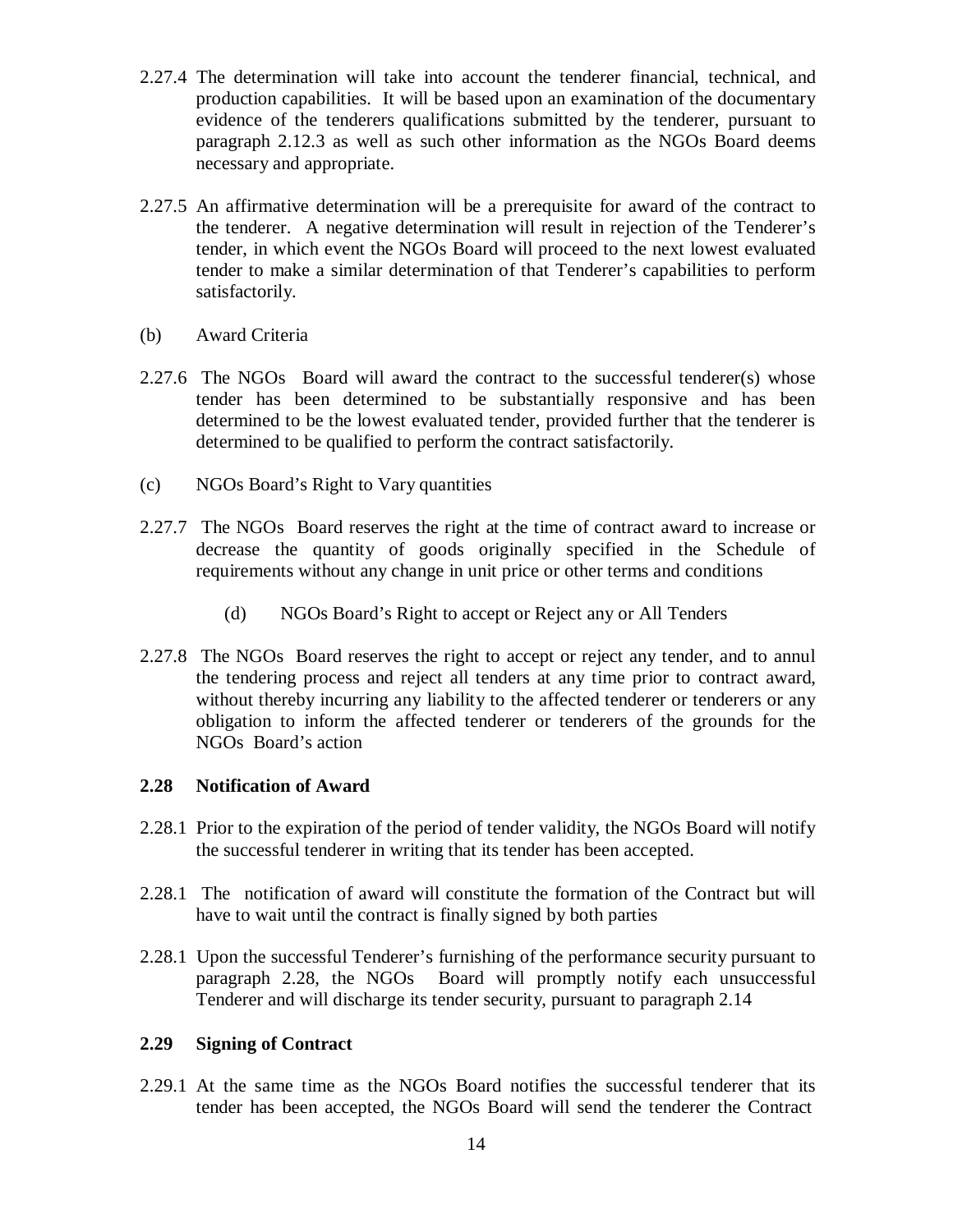2.27.4 The determination will take into account the tenderer financial, technical, and production capabilities. It will be based upon an examination of the documentary evidence of the tenderers qualifications submitted by the tenderer, pursuant to paragraph 2.12.3 as well as such other information as the NGOs Board deems necessary and appropriate.

2.27.5 An affirmative determination will be a prerequisite for award of the contract to the tenderer. A negative determination will result in rejection of the Tenderer's tender, in which event the NGOs Board will proceed to the next lowest evaluated tender to make a similar determination of that Tenderer's capabilities to perform satisfactorily.

(b) Award Criteria

2.27.6 The NGOs Board will award the contract to the successful tenderer(s) whose tender has been determined to be substantially responsive and has been determined to be the lowest evaluated tender, provided further that the tenderer is determined to be qualified to perform the contract satisfactorily.

(c) NGOs Board's Right to Vary quantities

2.27.7 The NGOs Board reserves the right at the time of contract award to increase or decrease the quantity of goods originally specified in the Schedule of requirements without any change in unit price or other terms and conditions

(d) NGOs Board's Right to accept or Reject any or All Tenders

2.27.8 The NGOs Board reserves the right to accept or reject any tender, and to annul the tendering process and reject all tenders at any time prior to contract award, without thereby incurring any liability to the affected tenderer or tenderers or any obligation to inform the affected tenderer or tenderers of the grounds for the NGOs Board's action

**2.28 Notification of Award**

2.28.1 Prior to the expiration of the period of tender validity, the NGOs Board will notify the successful tenderer in writing that its tender has been accepted.

2.28.1 The notification of award will constitute the formation of the Contract but will have to wait until the contract is finally signed by both parties

2.28.1 Upon the successful Tenderer's furnishing of the performance security pursuant to paragraph 2.28, the NGOs Board will promptly notify each unsuccessful Tenderer and will discharge its tender security, pursuant to paragraph 2.14

**2.29 Signing of Contract**

2.29.1 At the same time as the NGOs Board notifies the successful tenderer that its tender has been accepted, the NGOs Board will send the tenderer the Contract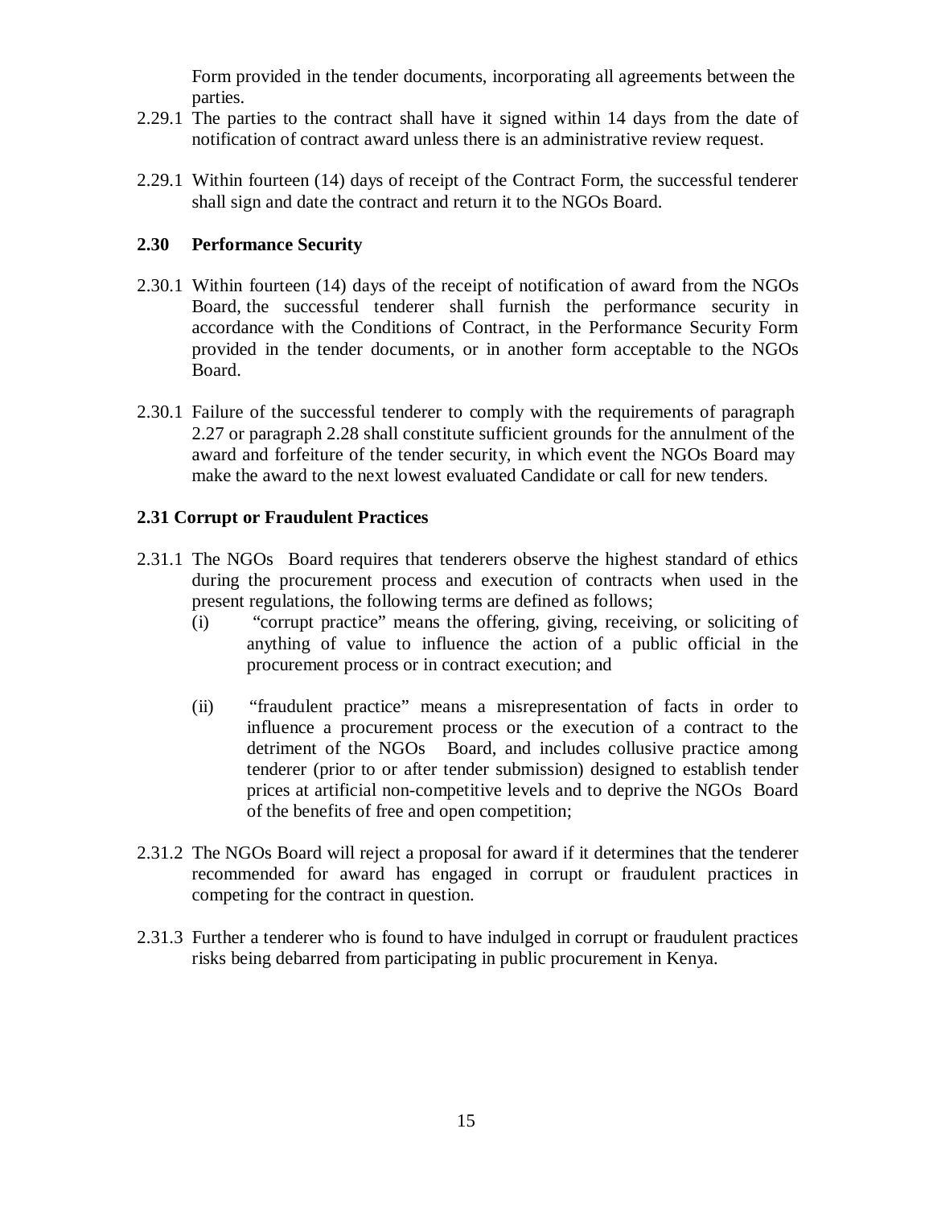Form provided in the tender documents, incorporating all agreements between the parties.

2.29.1 The parties to the contract shall have it signed within 14 days from the date of notification of contract award unless there is an administrative review request.

2.29.1 Within fourteen (14) days of receipt of the Contract Form, the successful tenderer shall sign and date the contract and return it to the NGOs Board.

### 2.30 Performance Security

2.30.1 Within fourteen (14) days of the receipt of notification of award from the NGOs Board, the successful tenderer shall furnish the performance security in accordance with the Conditions of Contract, in the Performance Security Form provided in the tender documents, or in another form acceptable to the NGOs Board.

2.30.1 Failure of the successful tenderer to comply with the requirements of paragraph 2.27 or paragraph 2.28 shall constitute sufficient grounds for the annulment of the award and forfeiture of the tender security, in which event the NGOs Board may make the award to the next lowest evaluated Candidate or call for new tenders.

### 2.31 Corrupt or Fraudulent Practices

2.31.1 The NGOs Board requires that tenderers observe the highest standard of ethics during the procurement process and execution of contracts when used in the present regulations, the following terms are defined as follows;

(i) "corrupt practice" means the offering, giving, receiving, or soliciting of anything of value to influence the action of a public official in the procurement process or in contract execution; and

(ii) "fraudulent practice" means a misrepresentation of facts in order to influence a procurement process or the execution of a contract to the detriment of the NGOs Board, and includes collusive practice among tenderer (prior to or after tender submission) designed to establish tender prices at artificial non-competitive levels and to deprive the NGOs Board of the benefits of free and open competition;

2.31.2 The NGOs Board will reject a proposal for award if it determines that the tenderer recommended for award has engaged in corrupt or fraudulent practices in competing for the contract in question.

2.31.3 Further a tenderer who is found to have indulged in corrupt or fraudulent practices risks being debarred from participating in public procurement in Kenya.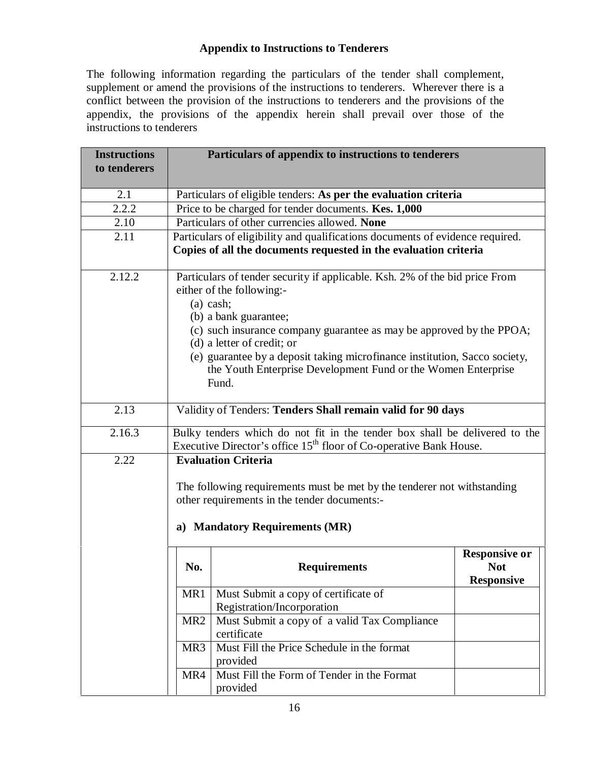## Appendix to Instructions to Tenderers

The following information regarding the particulars of the tender shall complement, supplement or amend the provisions of the instructions to tenderers. Wherever there is a conflict between the provision of the instructions to tenderers and the provisions of the appendix, the provisions of the appendix herein shall prevail over those of the instructions to tenderers

| Instructions to tenderers | Particulars of appendix to instructions to tenderers |
|---|---|
| 2.1 | Particulars of eligible tenders: **As per the evaluation criteria** |
| 2.2.2 | Price to be charged for tender documents. **Kes. 1,000** |
| 2.10 | Particulars of other currencies allowed. **None** |
| 2.11 | Particulars of eligibility and qualifications documents of evidence required. **Copies of all the documents requested in the evaluation criteria** |
| 2.12.2 | Particulars of tender security if applicable. Ksh. 2% of the bid price From either of the following:- (a) cash; (b) a bank guarantee; (c) such insurance company guarantee as may be approved by the PPOA; (d) a letter of credit; or (e) guarantee by a deposit taking microfinance institution, Sacco society, the Youth Enterprise Development Fund or the Women Enterprise Fund. |
| 2.13 | Validity of Tenders: **Tenders Shall remain valid for 90 days** |
| 2.16.3 | Bulky tenders which do not fit in the tender box shall be delivered to the Executive Director's office 15th floor of Co-operative Bank House. |
| 2.22 | **Evaluation Criteria** The following requirements must be met by the tenderer not withstanding other requirements in the tender documents:- **a) Mandatory Requirements (MR)** |

| No. | Requirements | Responsive or Not Responsive |
|---|---|---|
| MR1 | Must Submit a copy of certificate of Registration/Incorporation | |
| MR2 | Must Submit a copy of a valid Tax Compliance certificate | |
| MR3 | Must Fill the Price Schedule in the format provided | |
| MR4 | Must Fill the Form of Tender in the Format provided | |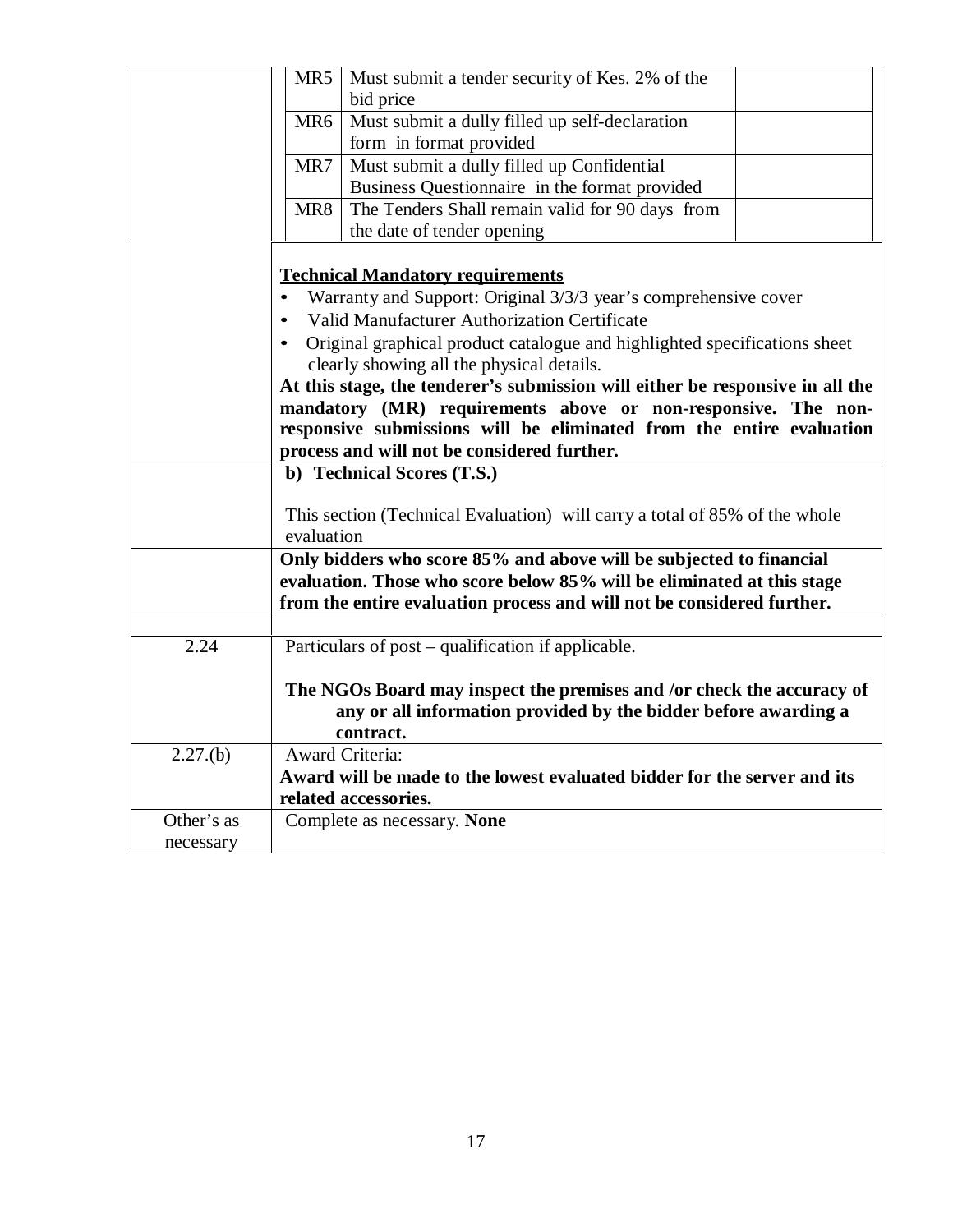| | | | |
|---|---|---|---|
| | MR5 | Must submit a tender security of Kes. 2% of the bid price | |
| | MR6 | Must submit a dully filled up self-declaration form in format provided | |
| | MR7 | Must submit a dully filled up Confidential Business Questionnaire in the format provided | |
| | MR8 | The Tenders Shall remain valid for 90 days from the date of tender opening | |

| | |
|---|---|
| | **<u>Technical Mandatory requirements</u>**<br>• Warranty and Support: Original 3/3/3 year's comprehensive cover<br>• Valid Manufacturer Authorization Certificate<br>• Original graphical product catalogue and highlighted specifications sheet clearly showing all the physical details.<br>**At this stage, the tenderer's submission will either be responsive in all the mandatory (MR) requirements above or non-responsive. The non-responsive submissions will be eliminated from the entire evaluation process and will not be considered further.** |
| | **b) Technical Scores (T.S.)**<br><br>This section (Technical Evaluation) will carry a total of 85% of the whole evaluation |
| | **Only bidders who score 85% and above will be subjected to financial evaluation. Those who score below 85% will be eliminated at this stage from the entire evaluation process and will not be considered further.** |
| | |
| 2.24 | Particulars of post – qualification if applicable.<br><br>**The NGOs Board may inspect the premises and /or check the accuracy of any or all information provided by the bidder before awarding a contract.** |
| 2.27.(b) | Award Criteria:<br>**Award will be made to the lowest evaluated bidder for the server and its related accessories.** |
| Other's as necessary | Complete as necessary. **None** |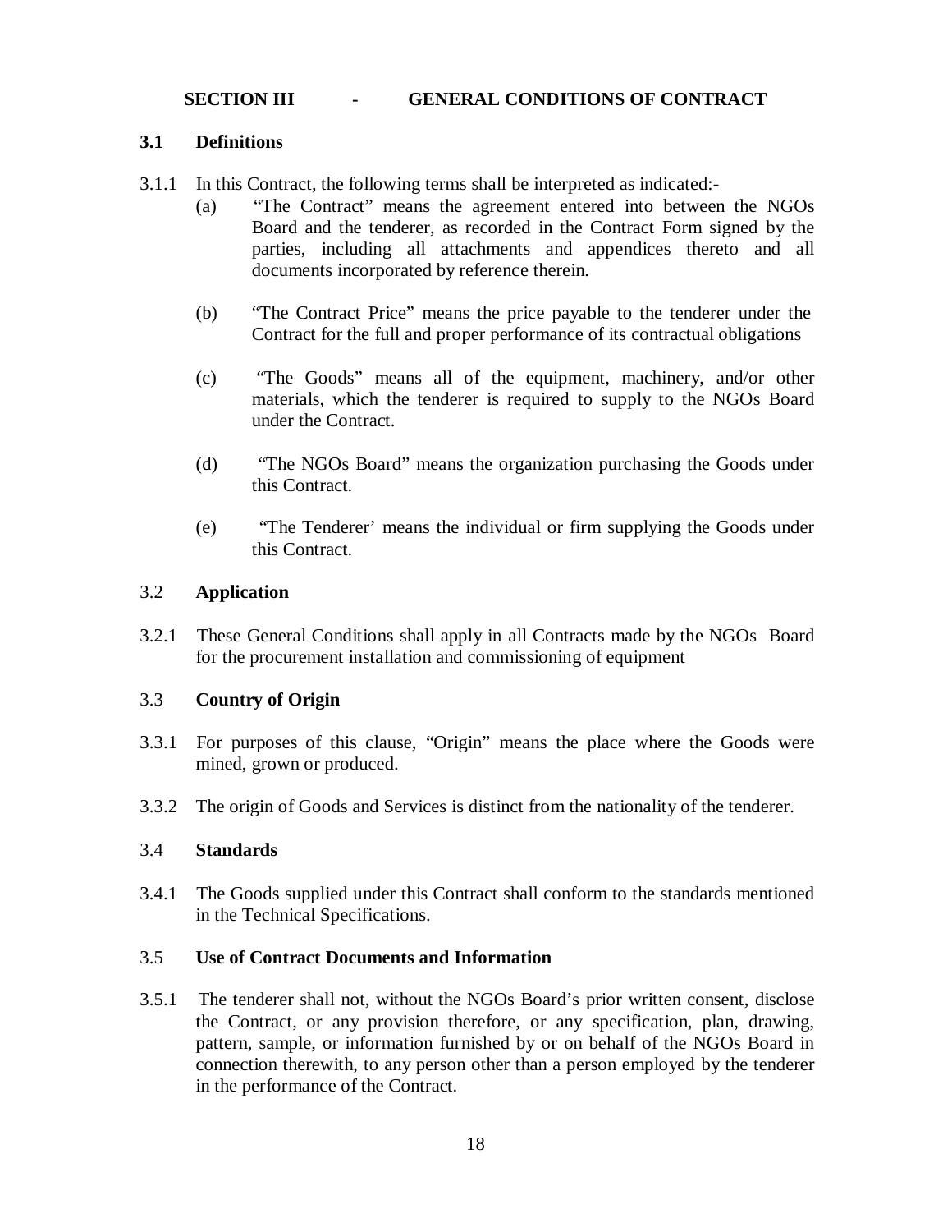## SECTION III - GENERAL CONDITIONS OF CONTRACT

### 3.1 Definitions

3.1.1 In this Contract, the following terms shall be interpreted as indicated:-

(a) "The Contract" means the agreement entered into between the NGOs Board and the tenderer, as recorded in the Contract Form signed by the parties, including all attachments and appendices thereto and all documents incorporated by reference therein.

(b) "The Contract Price" means the price payable to the tenderer under the Contract for the full and proper performance of its contractual obligations

(c) "The Goods" means all of the equipment, machinery, and/or other materials, which the tenderer is required to supply to the NGOs Board under the Contract.

(d) "The NGOs Board" means the organization purchasing the Goods under this Contract.

(e) "The Tenderer' means the individual or firm supplying the Goods under this Contract.

### 3.2 Application

3.2.1 These General Conditions shall apply in all Contracts made by the NGOs Board for the procurement installation and commissioning of equipment

### 3.3 Country of Origin

3.3.1 For purposes of this clause, "Origin" means the place where the Goods were mined, grown or produced.

3.3.2 The origin of Goods and Services is distinct from the nationality of the tenderer.

### 3.4 Standards

3.4.1 The Goods supplied under this Contract shall conform to the standards mentioned in the Technical Specifications.

### 3.5 Use of Contract Documents and Information

3.5.1 The tenderer shall not, without the NGOs Board's prior written consent, disclose the Contract, or any provision therefore, or any specification, plan, drawing, pattern, sample, or information furnished by or on behalf of the NGOs Board in connection therewith, to any person other than a person employed by the tenderer in the performance of the Contract.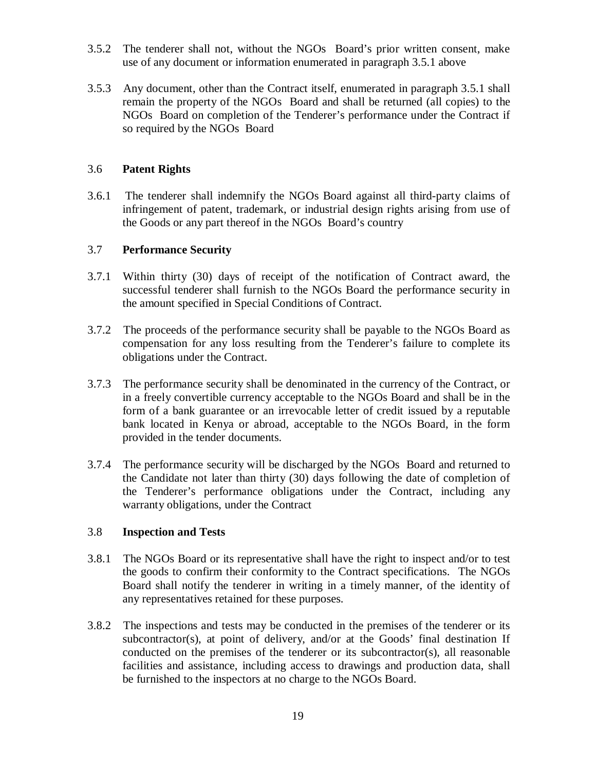3.5.2 The tenderer shall not, without the NGOs Board's prior written consent, make use of any document or information enumerated in paragraph 3.5.1 above

3.5.3 Any document, other than the Contract itself, enumerated in paragraph 3.5.1 shall remain the property of the NGOs Board and shall be returned (all copies) to the NGOs Board on completion of the Tenderer's performance under the Contract if so required by the NGOs Board

### 3.6 Patent Rights

3.6.1 The tenderer shall indemnify the NGOs Board against all third-party claims of infringement of patent, trademark, or industrial design rights arising from use of the Goods or any part thereof in the NGOs Board's country

### 3.7 Performance Security

3.7.1 Within thirty (30) days of receipt of the notification of Contract award, the successful tenderer shall furnish to the NGOs Board the performance security in the amount specified in Special Conditions of Contract.

3.7.2 The proceeds of the performance security shall be payable to the NGOs Board as compensation for any loss resulting from the Tenderer's failure to complete its obligations under the Contract.

3.7.3 The performance security shall be denominated in the currency of the Contract, or in a freely convertible currency acceptable to the NGOs Board and shall be in the form of a bank guarantee or an irrevocable letter of credit issued by a reputable bank located in Kenya or abroad, acceptable to the NGOs Board, in the form provided in the tender documents.

3.7.4 The performance security will be discharged by the NGOs Board and returned to the Candidate not later than thirty (30) days following the date of completion of the Tenderer's performance obligations under the Contract, including any warranty obligations, under the Contract

### 3.8 Inspection and Tests

3.8.1 The NGOs Board or its representative shall have the right to inspect and/or to test the goods to confirm their conformity to the Contract specifications. The NGOs Board shall notify the tenderer in writing in a timely manner, of the identity of any representatives retained for these purposes.

3.8.2 The inspections and tests may be conducted in the premises of the tenderer or its subcontractor(s), at point of delivery, and/or at the Goods' final destination If conducted on the premises of the tenderer or its subcontractor(s), all reasonable facilities and assistance, including access to drawings and production data, shall be furnished to the inspectors at no charge to the NGOs Board.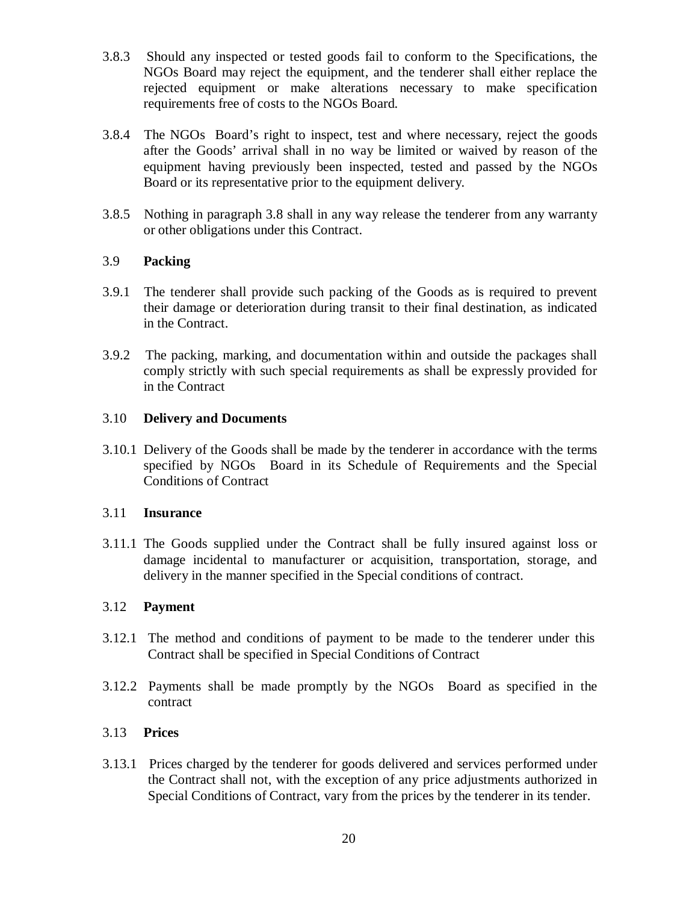3.8.3 Should any inspected or tested goods fail to conform to the Specifications, the NGOs Board may reject the equipment, and the tenderer shall either replace the rejected equipment or make alterations necessary to make specification requirements free of costs to the NGOs Board.

3.8.4 The NGOs Board's right to inspect, test and where necessary, reject the goods after the Goods' arrival shall in no way be limited or waived by reason of the equipment having previously been inspected, tested and passed by the NGOs Board or its representative prior to the equipment delivery.

3.8.5 Nothing in paragraph 3.8 shall in any way release the tenderer from any warranty or other obligations under this Contract.

3.9 **Packing**

3.9.1 The tenderer shall provide such packing of the Goods as is required to prevent their damage or deterioration during transit to their final destination, as indicated in the Contract.

3.9.2 The packing, marking, and documentation within and outside the packages shall comply strictly with such special requirements as shall be expressly provided for in the Contract

3.10 **Delivery and Documents**

3.10.1 Delivery of the Goods shall be made by the tenderer in accordance with the terms specified by NGOs Board in its Schedule of Requirements and the Special Conditions of Contract

3.11 **Insurance**

3.11.1 The Goods supplied under the Contract shall be fully insured against loss or damage incidental to manufacturer or acquisition, transportation, storage, and delivery in the manner specified in the Special conditions of contract.

3.12 **Payment**

3.12.1 The method and conditions of payment to be made to the tenderer under this Contract shall be specified in Special Conditions of Contract

3.12.2 Payments shall be made promptly by the NGOs Board as specified in the contract

3.13 **Prices**

3.13.1 Prices charged by the tenderer for goods delivered and services performed under the Contract shall not, with the exception of any price adjustments authorized in Special Conditions of Contract, vary from the prices by the tenderer in its tender.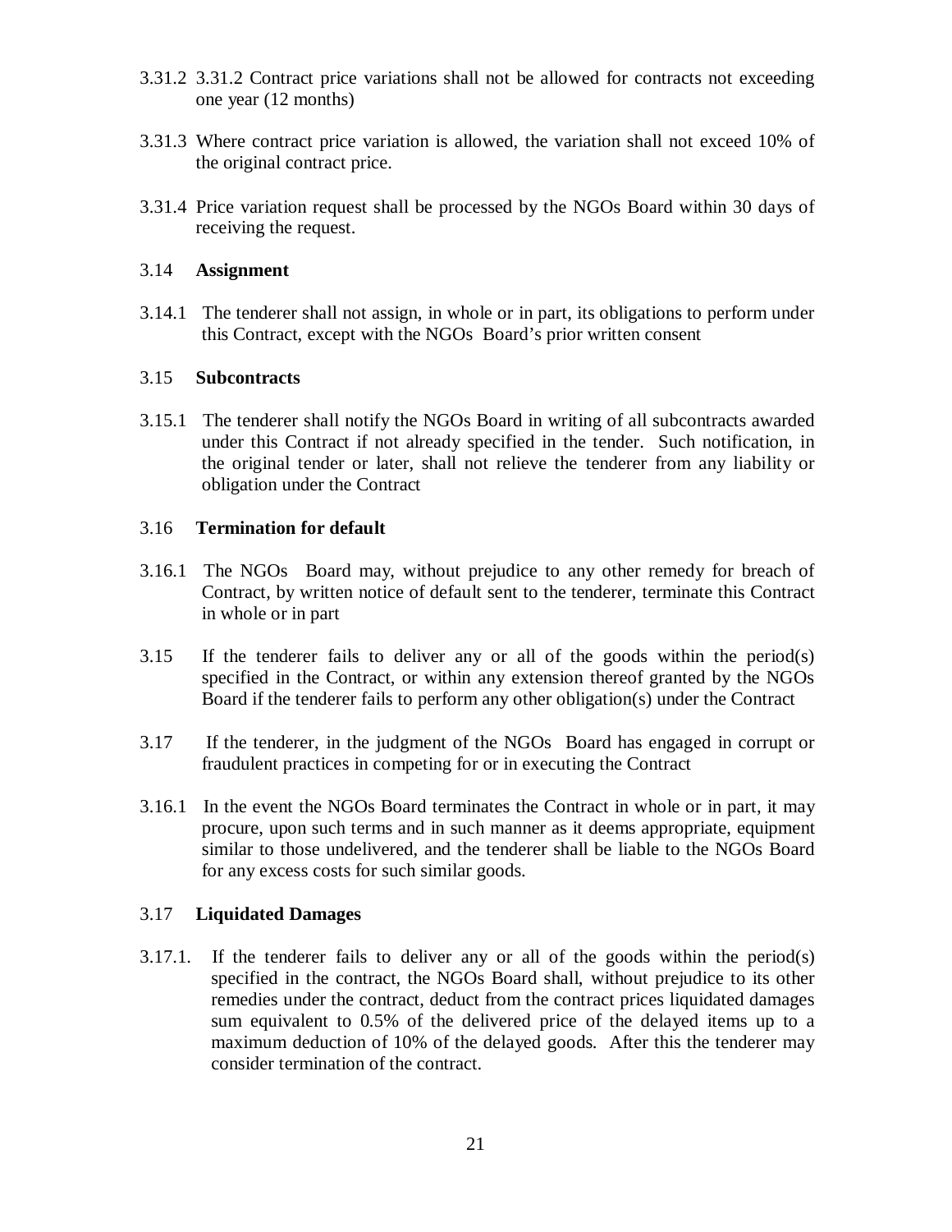3.31.2 3.31.2 Contract price variations shall not be allowed for contracts not exceeding one year (12 months)

3.31.3 Where contract price variation is allowed, the variation shall not exceed 10% of the original contract price.

3.31.4 Price variation request shall be processed by the NGOs Board within 30 days of receiving the request.

3.14 **Assignment**

3.14.1 The tenderer shall not assign, in whole or in part, its obligations to perform under this Contract, except with the NGOs Board's prior written consent

3.15 **Subcontracts**

3.15.1 The tenderer shall notify the NGOs Board in writing of all subcontracts awarded under this Contract if not already specified in the tender. Such notification, in the original tender or later, shall not relieve the tenderer from any liability or obligation under the Contract

3.16 **Termination for default**

3.16.1 The NGOs Board may, without prejudice to any other remedy for breach of Contract, by written notice of default sent to the tenderer, terminate this Contract in whole or in part

3.15 If the tenderer fails to deliver any or all of the goods within the period(s) specified in the Contract, or within any extension thereof granted by the NGOs Board if the tenderer fails to perform any other obligation(s) under the Contract

3.17 If the tenderer, in the judgment of the NGOs Board has engaged in corrupt or fraudulent practices in competing for or in executing the Contract

3.16.1 In the event the NGOs Board terminates the Contract in whole or in part, it may procure, upon such terms and in such manner as it deems appropriate, equipment similar to those undelivered, and the tenderer shall be liable to the NGOs Board for any excess costs for such similar goods.

3.17 **Liquidated Damages**

3.17.1. If the tenderer fails to deliver any or all of the goods within the period(s) specified in the contract, the NGOs Board shall, without prejudice to its other remedies under the contract, deduct from the contract prices liquidated damages sum equivalent to 0.5% of the delivered price of the delayed items up to a maximum deduction of 10% of the delayed goods. After this the tenderer may consider termination of the contract.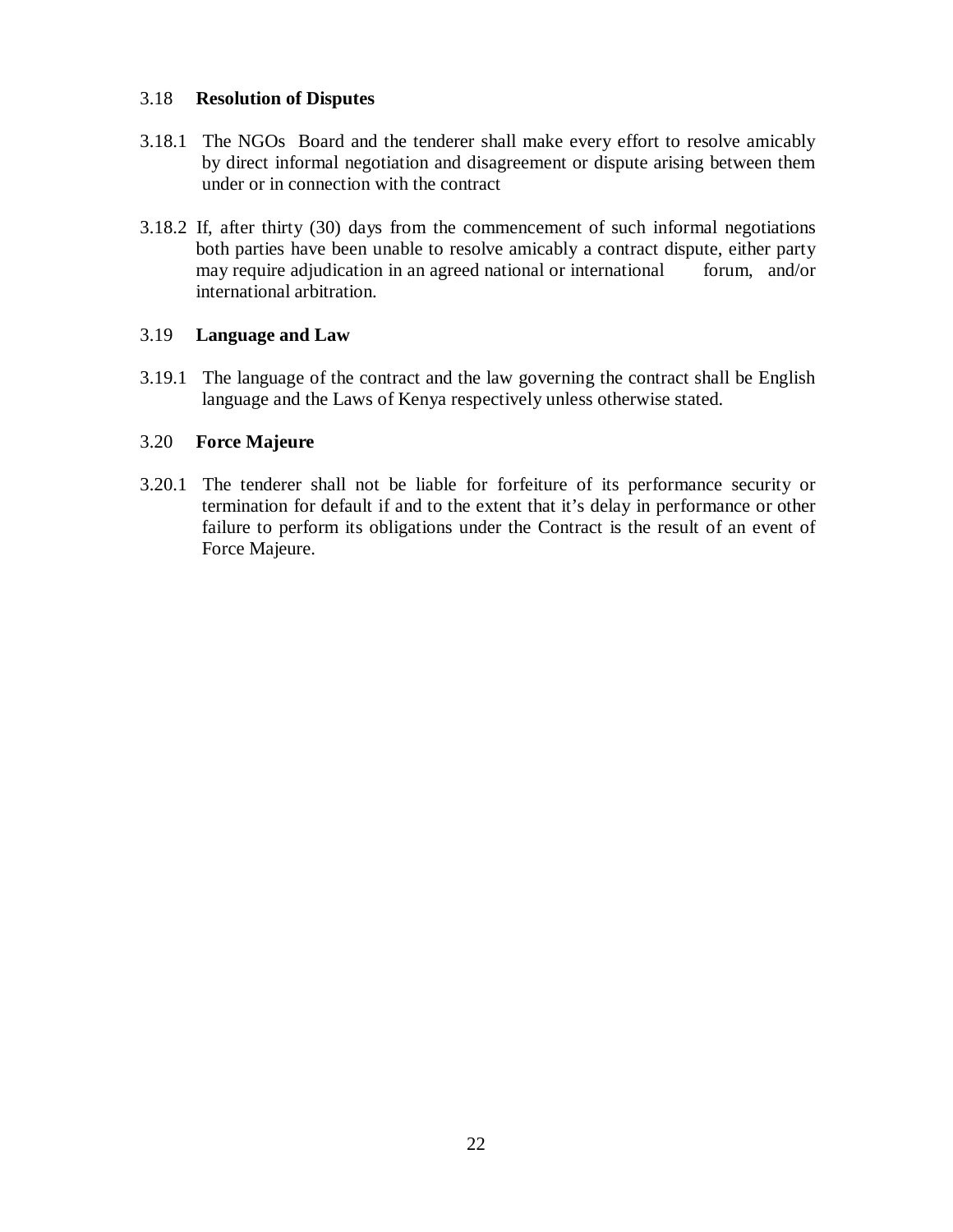### 3.18 **Resolution of Disputes**

3.18.1 The NGOs Board and the tenderer shall make every effort to resolve amicably by direct informal negotiation and disagreement or dispute arising between them under or in connection with the contract

3.18.2 If, after thirty (30) days from the commencement of such informal negotiations both parties have been unable to resolve amicably a contract dispute, either party may require adjudication in an agreed national or international forum, and/or international arbitration.

### 3.19 **Language and Law**

3.19.1 The language of the contract and the law governing the contract shall be English language and the Laws of Kenya respectively unless otherwise stated.

### 3.20 **Force Majeure**

3.20.1 The tenderer shall not be liable for forfeiture of its performance security or termination for default if and to the extent that it's delay in performance or other failure to perform its obligations under the Contract is the result of an event of Force Majeure.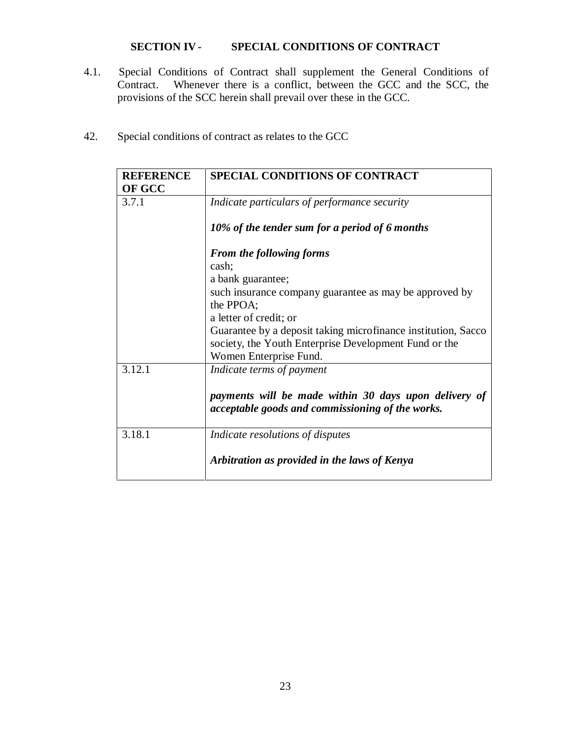## SECTION IV - SPECIAL CONDITIONS OF CONTRACT

4.1. Special Conditions of Contract shall supplement the General Conditions of Contract. Whenever there is a conflict, between the GCC and the SCC, the provisions of the SCC herein shall prevail over these in the GCC.

42. Special conditions of contract as relates to the GCC

| REFERENCE OF GCC | SPECIAL CONDITIONS OF CONTRACT |
|---|---|
| 3.7.1 | *Indicate particulars of performance security*<br><br>***10% of the tender sum for a period of 6 months***<br><br>***From the following forms***<br>cash;<br>a bank guarantee;<br>such insurance company guarantee as may be approved by the PPOA;<br>a letter of credit; or<br>Guarantee by a deposit taking microfinance institution, Sacco society, the Youth Enterprise Development Fund or the Women Enterprise Fund. |
| 3.12.1 | *Indicate terms of payment*<br><br>***payments will be made within 30 days upon delivery of acceptable goods and commissioning of the works.*** |
| 3.18.1 | *Indicate resolutions of disputes*<br><br>***Arbitration as provided in the laws of Kenya*** |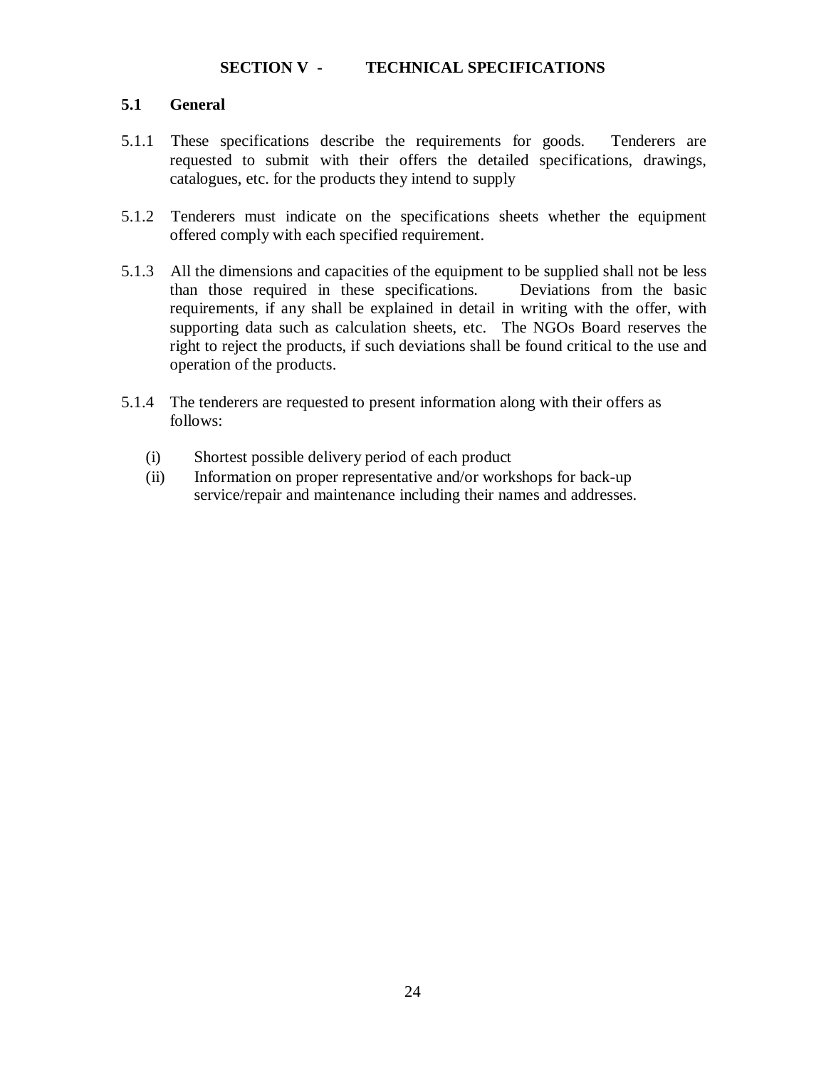## SECTION V - TECHNICAL SPECIFICATIONS

### 5.1 General

5.1.1 These specifications describe the requirements for goods. Tenderers are requested to submit with their offers the detailed specifications, drawings, catalogues, etc. for the products they intend to supply

5.1.2 Tenderers must indicate on the specifications sheets whether the equipment offered comply with each specified requirement.

5.1.3 All the dimensions and capacities of the equipment to be supplied shall not be less than those required in these specifications. Deviations from the basic requirements, if any shall be explained in detail in writing with the offer, with supporting data such as calculation sheets, etc. The NGOs Board reserves the right to reject the products, if such deviations shall be found critical to the use and operation of the products.

5.1.4 The tenderers are requested to present information along with their offers as follows:

(i) Shortest possible delivery period of each product

(ii) Information on proper representative and/or workshops for back-up service/repair and maintenance including their names and addresses.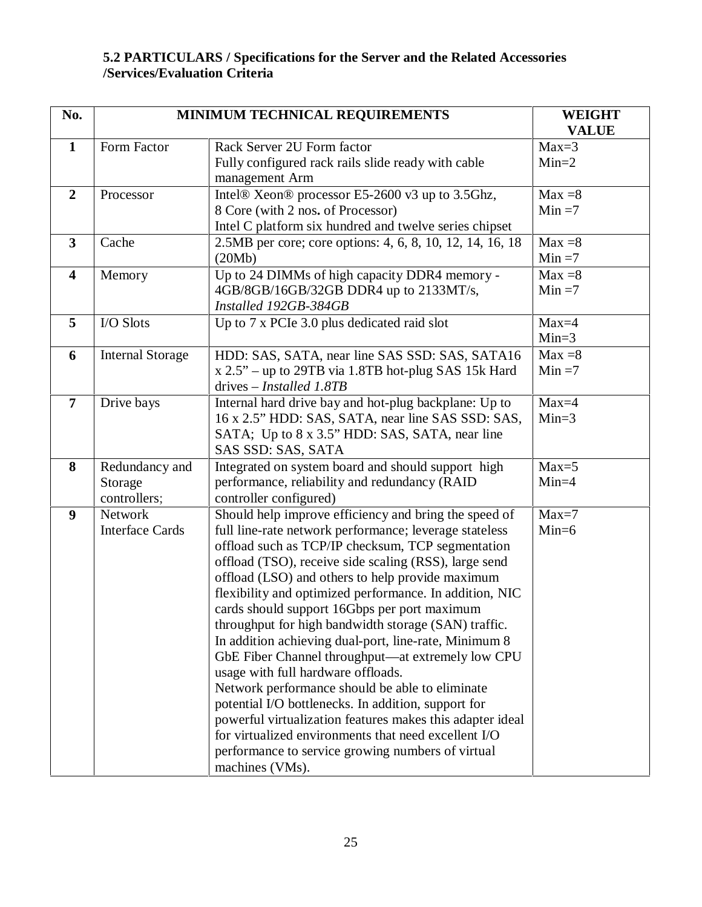**5.2 PARTICULARS / Specifications for the Server and the Related Accessories /Services/Evaluation Criteria**

| No. | MINIMUM TECHNICAL REQUIREMENTS | | WEIGHT VALUE |
|---|---|---|---|
| **1** | Form Factor | Rack Server 2U Form factor<br>Fully configured rack rails slide ready with cable management Arm | Max=3<br>Min=2 |
| **2** | Processor | Intel® Xeon® processor E5-2600 v3 up to 3.5Ghz,<br>8 Core (with 2 nos**.** of Processor)<br>Intel C platform six hundred and twelve series chipset | Max =8<br>Min =7 |
| **3** | Cache | 2.5MB per core; core options: 4, 6, 8, 10, 12, 14, 16, 18 (20Mb) | Max =8<br>Min =7 |
| **4** | Memory | Up to 24 DIMMs of high capacity DDR4 memory - 4GB/8GB/16GB/32GB DDR4 up to 2133MT/s,<br>*Installed 192GB-384GB* | Max =8<br>Min =7 |
| **5** | I/O Slots | Up to 7 x PCIe 3.0 plus dedicated raid slot | Max=4<br>Min=3 |
| **6** | Internal Storage | HDD: SAS, SATA, near line SAS SSD: SAS, SATA16 x 2.5" – up to 29TB via 1.8TB hot-plug SAS 15k Hard drives – *Installed 1.8TB* | Max =8<br>Min =7 |
| **7** | Drive bays | Internal hard drive bay and hot-plug backplane: Up to 16 x 2.5" HDD: SAS, SATA, near line SAS SSD: SAS, SATA; Up to 8 x 3.5" HDD: SAS, SATA, near line SAS SSD: SAS, SATA | Max=4<br>Min=3 |
| **8** | Redundancy and Storage controllers; | Integrated on system board and should support high performance, reliability and redundancy (RAID controller configured) | Max=5<br>Min=4 |
| **9** | Network Interface Cards | Should help improve efficiency and bring the speed of full line-rate network performance; leverage stateless offload such as TCP/IP checksum, TCP segmentation offload (TSO), receive side scaling (RSS), large send offload (LSO) and others to help provide maximum flexibility and optimized performance. In addition, NIC cards should support 16Gbps per port maximum throughput for high bandwidth storage (SAN) traffic. In addition achieving dual-port, line-rate, Minimum 8 GbE Fiber Channel throughput—at extremely low CPU usage with full hardware offloads.<br>Network performance should be able to eliminate potential I/O bottlenecks. In addition, support for powerful virtualization features makes this adapter ideal for virtualized environments that need excellent I/O performance to service growing numbers of virtual machines (VMs). | Max=7<br>Min=6 |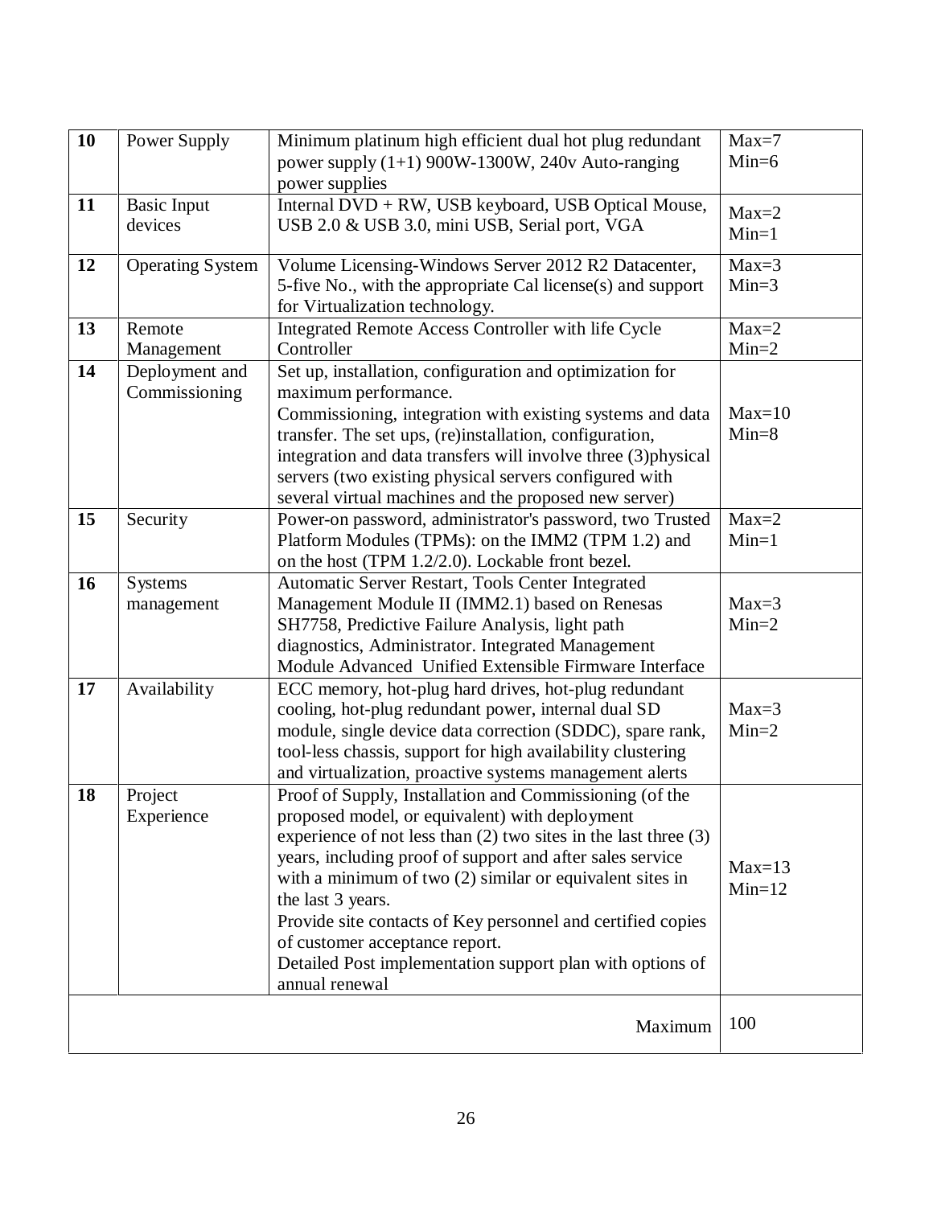| 10 | Power Supply | Minimum platinum high efficient dual hot plug redundant power supply (1+1) 900W-1300W, 240v Auto-ranging power supplies | Max=7<br>Min=6 |
|---|---|---|---|
| 11 | Basic Input devices | Internal DVD + RW, USB keyboard, USB Optical Mouse, USB 2.0 & USB 3.0, mini USB, Serial port, VGA | Max=2<br>Min=1 |
| 12 | Operating System | Volume Licensing-Windows Server 2012 R2 Datacenter, 5-five No., with the appropriate Cal license(s) and support for Virtualization technology. | Max=3<br>Min=3 |
| 13 | Remote Management | Integrated Remote Access Controller with life Cycle Controller | Max=2<br>Min=2 |
| 14 | Deployment and Commissioning | Set up, installation, configuration and optimization for maximum performance.<br>Commissioning, integration with existing systems and data transfer. The set ups, (re)installation, configuration, integration and data transfers will involve three (3)physical servers (two existing physical servers configured with several virtual machines and the proposed new server) | Max=10<br>Min=8 |
| 15 | Security | Power-on password, administrator's password, two Trusted Platform Modules (TPMs): on the IMM2 (TPM 1.2) and on the host (TPM 1.2/2.0). Lockable front bezel. | Max=2<br>Min=1 |
| 16 | Systems management | Automatic Server Restart, Tools Center Integrated Management Module II (IMM2.1) based on Renesas SH7758, Predictive Failure Analysis, light path diagnostics, Administrator. Integrated Management Module Advanced Unified Extensible Firmware Interface | Max=3<br>Min=2 |
| 17 | Availability | ECC memory, hot-plug hard drives, hot-plug redundant cooling, hot-plug redundant power, internal dual SD module, single device data correction (SDDC), spare rank, tool-less chassis, support for high availability clustering and virtualization, proactive systems management alerts | Max=3<br>Min=2 |
| 18 | Project Experience | Proof of Supply, Installation and Commissioning (of the proposed model, or equivalent) with deployment experience of not less than (2) two sites in the last three (3) years, including proof of support and after sales service with a minimum of two (2) similar or equivalent sites in the last 3 years.<br>Provide site contacts of Key personnel and certified copies of customer acceptance report.<br>Detailed Post implementation support plan with options of annual renewal | Max=13<br>Min=12 |
| | | Maximum | 100 |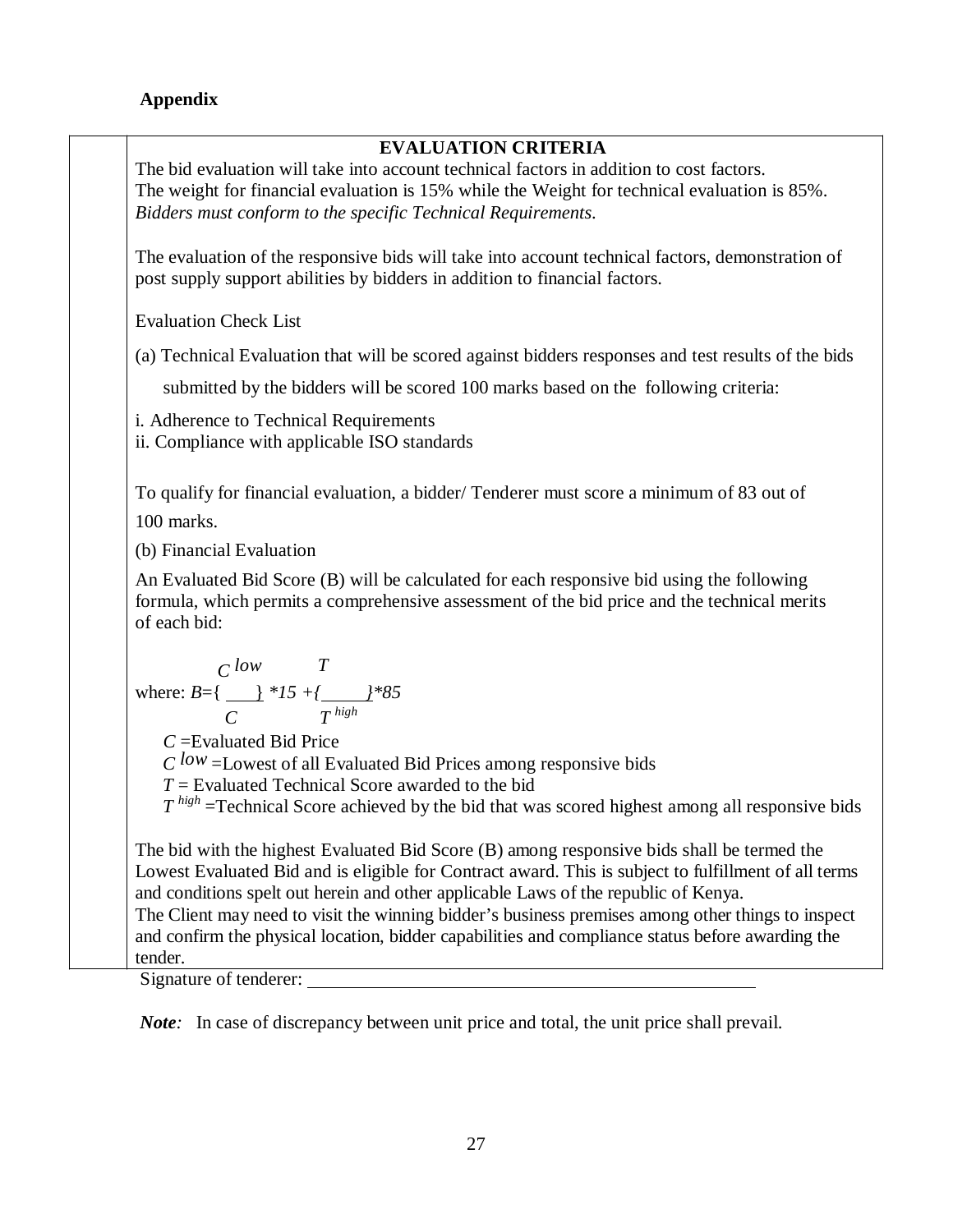**Appendix**

**EVALUATION CRITERIA**

The bid evaluation will take into account technical factors in addition to cost factors.
The weight for financial evaluation is 15% while the Weight for technical evaluation is 85%.
*Bidders must conform to the specific Technical Requirements.*

The evaluation of the responsive bids will take into account technical factors, demonstration of post supply support abilities by bidders in addition to financial factors.

Evaluation Check List

(a) Technical Evaluation that will be scored against bidders responses and test results of the bids submitted by the bidders will be scored 100 marks based on the following criteria:

i. Adherence to Technical Requirements
ii. Compliance with applicable ISO standards

To qualify for financial evaluation, a bidder/ Tenderer must score a minimum of 83 out of 100 marks.

(b) Financial Evaluation

An Evaluated Bid Score (B) will be calculated for each responsive bid using the following formula, which permits a comprehensive assessment of the bid price and the technical merits of each bid:

where: $B = \left\{ \frac{C^{low}}{C} \right\} * 15 + \left\{ \frac{T}{T^{high}} \right\} * 85$

$C$ =Evaluated Bid Price
$C^{low}$ =Lowest of all Evaluated Bid Prices among responsive bids
$T$ = Evaluated Technical Score awarded to the bid
$T^{high}$ =Technical Score achieved by the bid that was scored highest among all responsive bids

The bid with the highest Evaluated Bid Score (B) among responsive bids shall be termed the Lowest Evaluated Bid and is eligible for Contract award. This is subject to fulfillment of all terms and conditions spelt out herein and other applicable Laws of the republic of Kenya.
The Client may need to visit the winning bidder's business premises among other things to inspect and confirm the physical location, bidder capabilities and compliance status before awarding the tender.

Signature of tenderer: ____________________________________________

***Note**:* In case of discrepancy between unit price and total, the unit price shall prevail.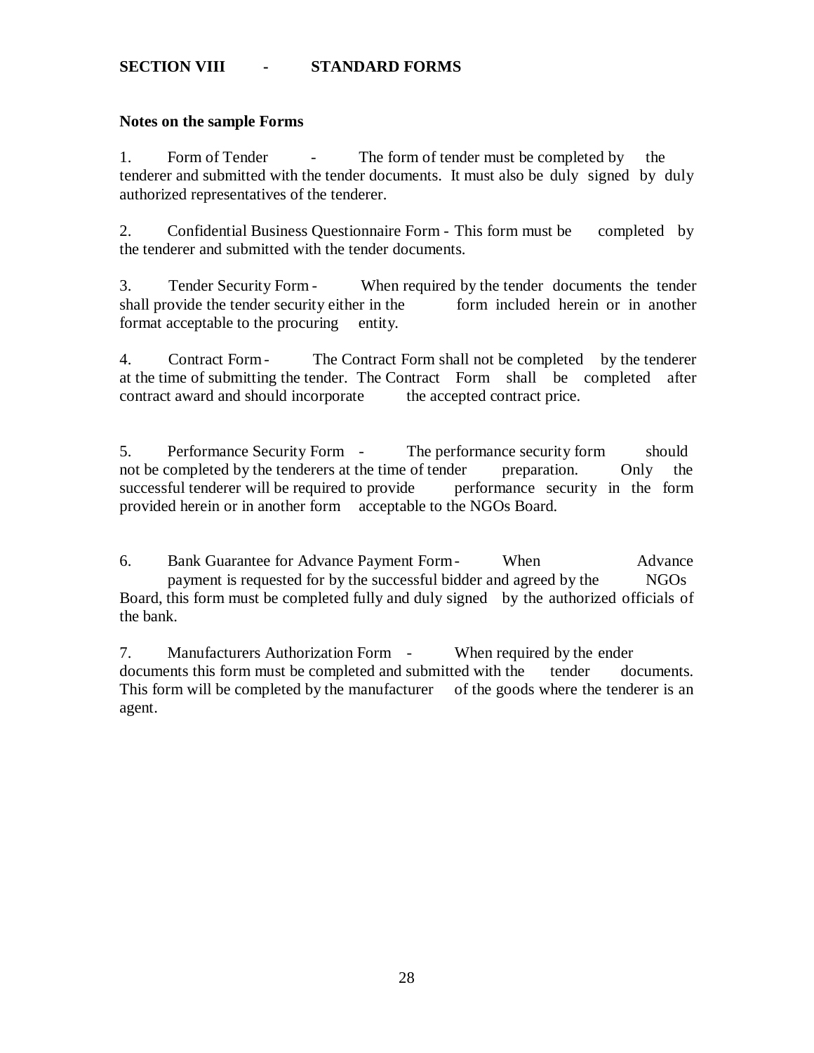## SECTION VIII - STANDARD FORMS

**Notes on the sample Forms**

1. Form of Tender - The form of tender must be completed by the tenderer and submitted with the tender documents. It must also be duly signed by duly authorized representatives of the tenderer.

2. Confidential Business Questionnaire Form - This form must be completed by the tenderer and submitted with the tender documents.

3. Tender Security Form - When required by the tender documents the tender shall provide the tender security either in the form included herein or in another format acceptable to the procuring entity.

4. Contract Form - The Contract Form shall not be completed by the tenderer at the time of submitting the tender. The Contract Form shall be completed after contract award and should incorporate the accepted contract price.

5. Performance Security Form - The performance security form should not be completed by the tenderers at the time of tender preparation. Only the successful tenderer will be required to provide performance security in the form provided herein or in another form acceptable to the NGOs Board.

6. Bank Guarantee for Advance Payment Form - When Advance payment is requested for by the successful bidder and agreed by the NGOs Board, this form must be completed fully and duly signed by the authorized officials of the bank.

7. Manufacturers Authorization Form - When required by the ender documents this form must be completed and submitted with the tender documents. This form will be completed by the manufacturer of the goods where the tenderer is an agent.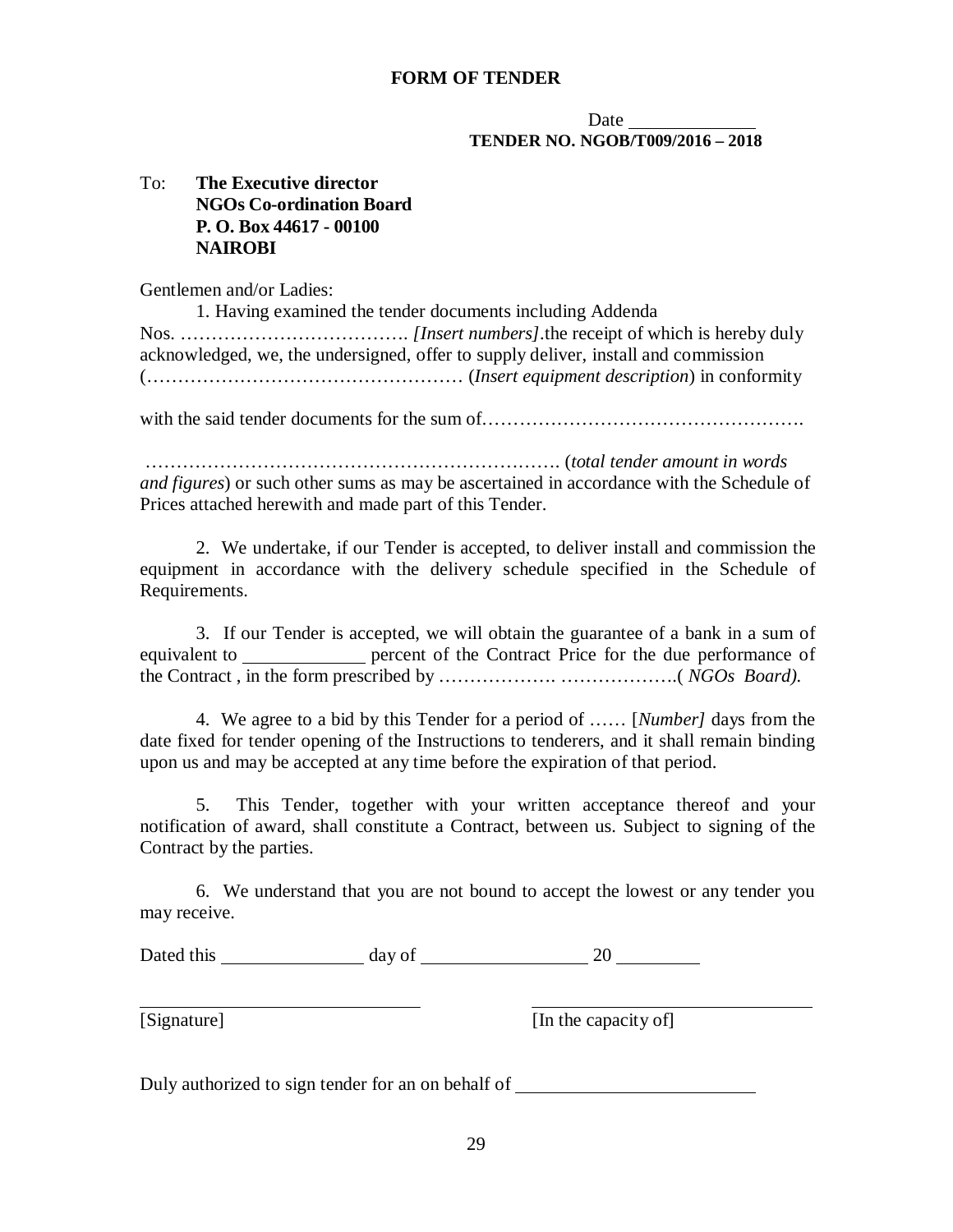**FORM OF TENDER**

Date ______________

**TENDER NO. NGOB/T009/2016 – 2018**

To: **The Executive director**
**NGOs Co-ordination Board**
**P. O. Box 44617 - 00100**
**NAIROBI**

Gentlemen and/or Ladies:

1. Having examined the tender documents including Addenda Nos. ………………………………. *[Insert numbers]*.the receipt of which is hereby duly acknowledged, we, the undersigned, offer to supply deliver, install and commission (…………………………………………… (*Insert equipment description*) in conformity

with the said tender documents for the sum of…………………………………………….

…………………………………………………………. (*total tender amount in words and figures*) or such other sums as may be ascertained in accordance with the Schedule of Prices attached herewith and made part of this Tender.

2. We undertake, if our Tender is accepted, to deliver install and commission the equipment in accordance with the delivery schedule specified in the Schedule of Requirements.

3. If our Tender is accepted, we will obtain the guarantee of a bank in a sum of equivalent to ____________ percent of the Contract Price for the due performance of the Contract , in the form prescribed by ………………. ……………….( *NGOs Board).*

4. We agree to a bid by this Tender for a period of …… [*Number]* days from the date fixed for tender opening of the Instructions to tenderers, and it shall remain binding upon us and may be accepted at any time before the expiration of that period.

5. This Tender, together with your written acceptance thereof and your notification of award, shall constitute a Contract, between us. Subject to signing of the Contract by the parties.

6. We understand that you are not bound to accept the lowest or any tender you may receive.

Dated this ______________ day of ________________ 20 _________

______________________________ ______________________________

[Signature] [In the capacity of]

Duly authorized to sign tender for an on behalf of ________________________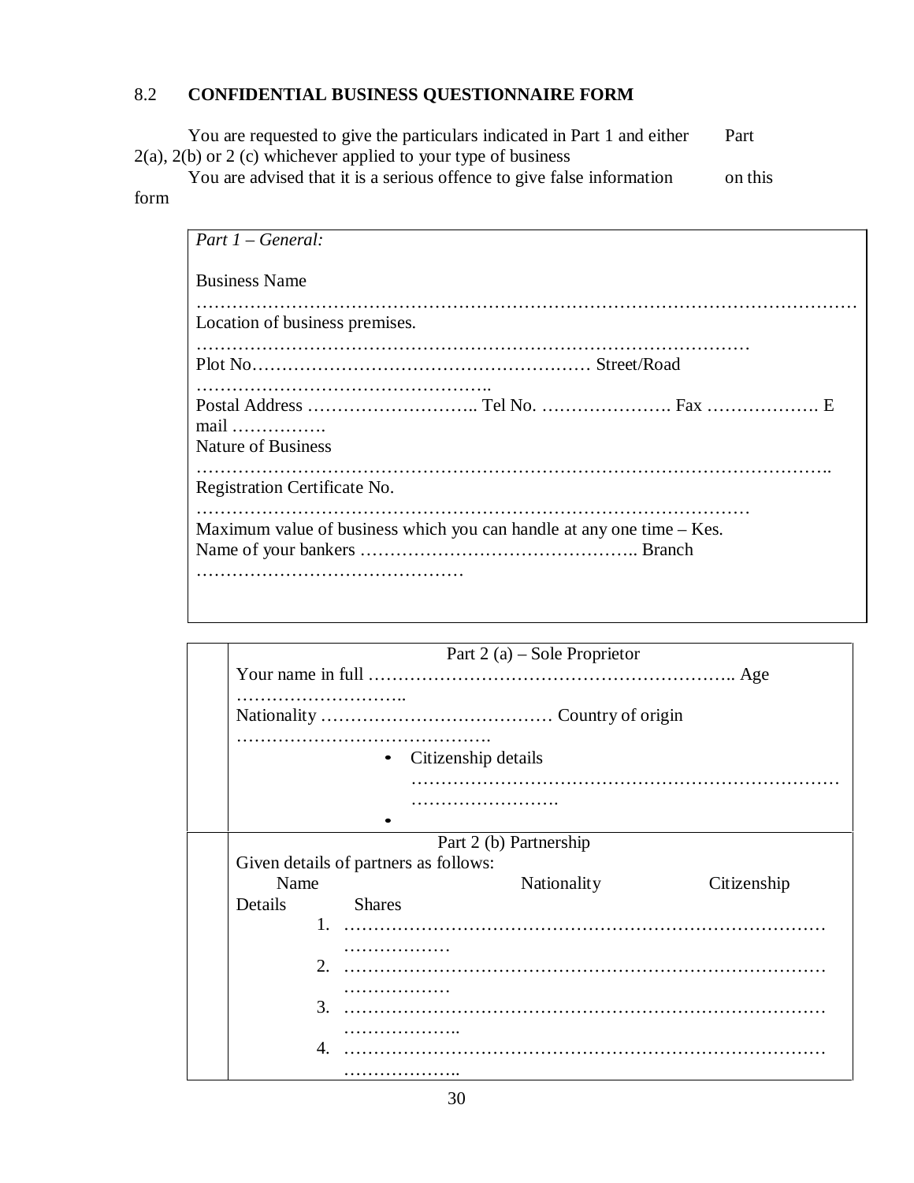## 8.2 CONFIDENTIAL BUSINESS QUESTIONNAIRE FORM

You are requested to give the particulars indicated in Part 1 and either Part 2(a), 2(b) or 2 (c) whichever applied to your type of business

You are advised that it is a serious offence to give false information on this form

*Part 1 – General:*

Business Name …………………………………………………………………………………………………

Location of business premises. ………………………………………………………………………………

Plot No………………………………………………… Street/Road …………………………………………..

Postal Address ……………………….. Tel No. …………………. Fax ………………. E mail …………….

Nature of Business ……………………………………………………………………………………….

Registration Certificate No. ………………………………………………………………………………

Maximum value of business which you can handle at any one time – Kes.

Name of your bankers ……………………………………….. Branch ………………………………………

Part 2 (a) – Sole Proprietor

Your name in full …………………………………………………….. Age ………………………..

Nationality ………………………………… Country of origin …………………………………….

- Citizenship details ……………………………………………………………………………………
-

Part 2 (b) Partnership

Given details of partners as follows:

Name Nationality Citizenship Details Shares

1. …………………………………………………………………………………………
2. …………………………………………………………………………………………
3. ………………………………………………………………………………………….
4. ………………………………………………………………………………………….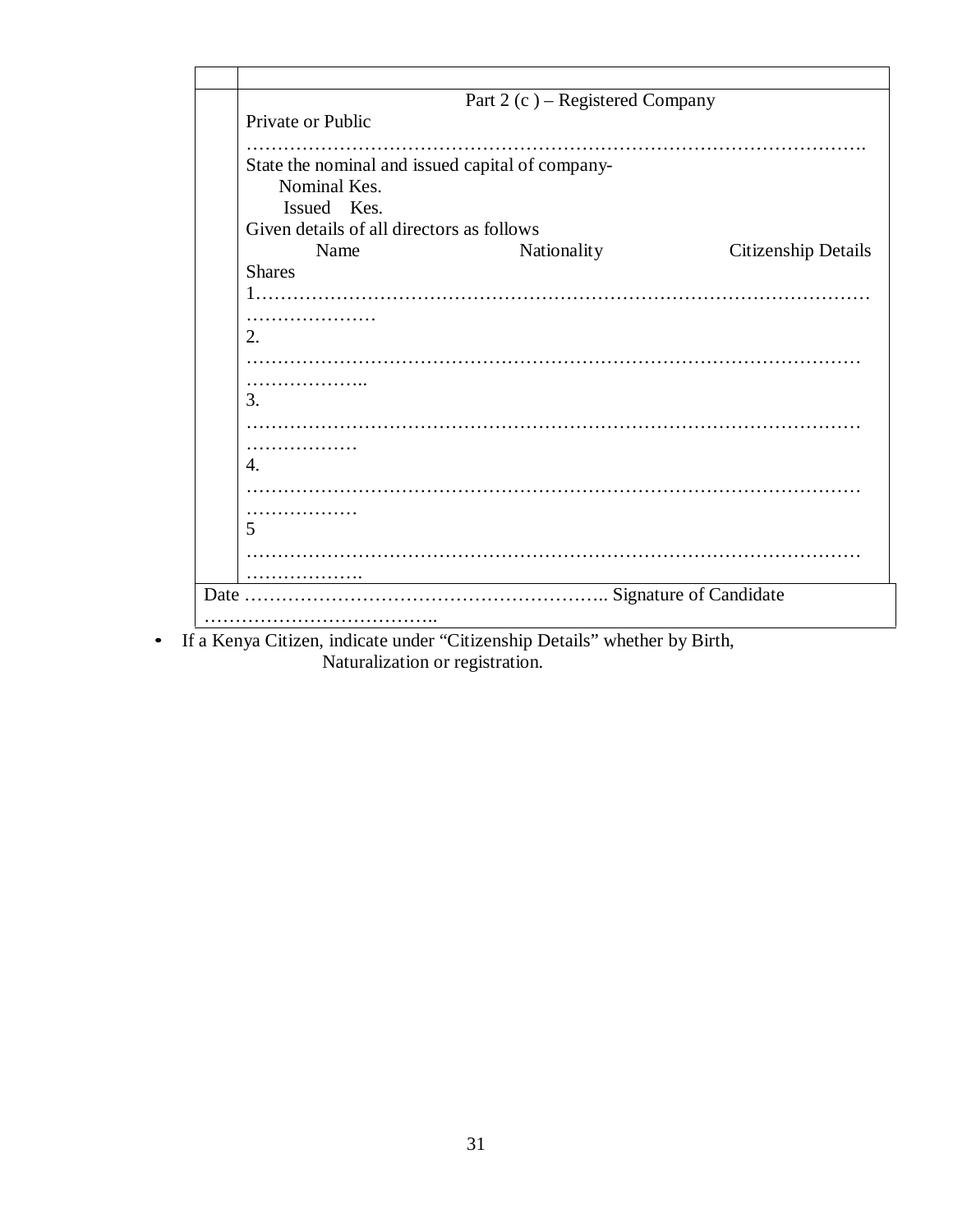| | |
|---|---|
| | |
| | Part 2 (c ) – Registered Company<br>Private or Public<br>……………………………………………………………………………………….<br>State the nominal and issued capital of company-<br>Nominal Kes.<br>Issued Kes.<br>Given details of all directors as follows<br>Name Nationality Citizenship Details<br>Shares<br>1…………………………………………………………………………………………………………<br>2. ……………………………………………………………………………………………………….<br>3. ………………………………………………………………………………………………………<br>4. ………………………………………………………………………………………………………<br>5 ………………………………………………………………………………………………………. |
| Date ………………………………………………….. Signature of Candidate ……………………………….. | |

- If a Kenya Citizen, indicate under "Citizenship Details" whether by Birth, Naturalization or registration.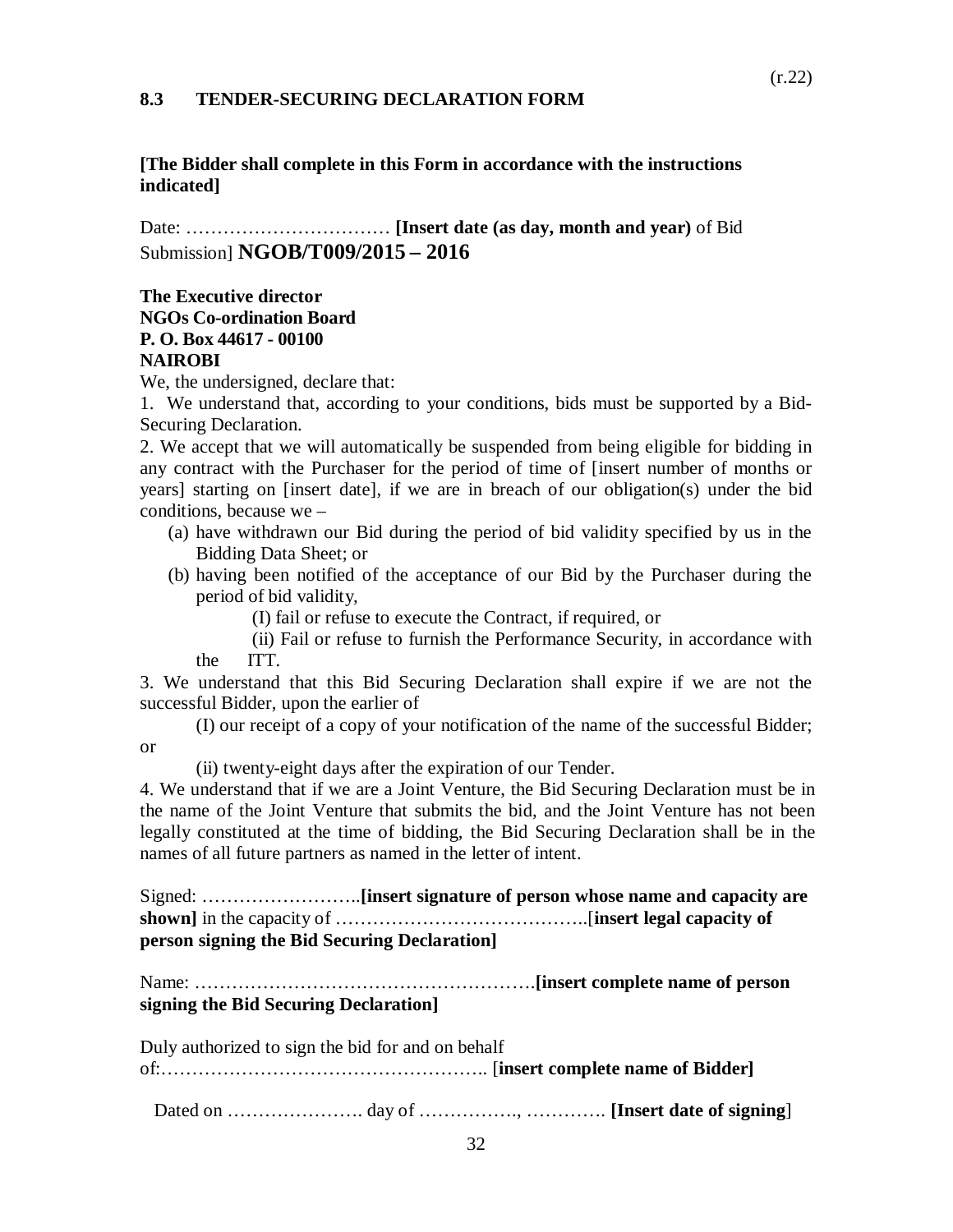(r.22)

### 8.3 TENDER-SECURING DECLARATION FORM

**[The Bidder shall complete in this Form in accordance with the instructions indicated]**

Date: …………………………… **[Insert date (as day, month and year)** of Bid Submission] **NGOB/T009/2015 – 2016**

**The Executive director**
**NGOs Co-ordination Board**
**P. O. Box 44617 - 00100**
**NAIROBI**

We, the undersigned, declare that:

1. We understand that, according to your conditions, bids must be supported by a Bid-Securing Declaration.
2. We accept that we will automatically be suspended from being eligible for bidding in any contract with the Purchaser for the period of time of [insert number of months or years] starting on [insert date], if we are in breach of our obligation(s) under the bid conditions, because we –
   - (a) have withdrawn our Bid during the period of bid validity specified by us in the Bidding Data Sheet; or
   - (b) having been notified of the acceptance of our Bid by the Purchaser during the period of bid validity,
     - (I) fail or refuse to execute the Contract, if required, or
     - (ii) Fail or refuse to furnish the Performance Security, in accordance with the ITT.
3. We understand that this Bid Securing Declaration shall expire if we are not the successful Bidder, upon the earlier of
   - (I) our receipt of a copy of your notification of the name of the successful Bidder; or
   - (ii) twenty-eight days after the expiration of our Tender.
4. We understand that if we are a Joint Venture, the Bid Securing Declaration must be in the name of the Joint Venture that submits the bid, and the Joint Venture has not been legally constituted at the time of bidding, the Bid Securing Declaration shall be in the names of all future partners as named in the letter of intent.

Signed: ……………………..**[insert signature of person whose name and capacity are shown]** in the capacity of …………………………………..[**insert legal capacity of person signing the Bid Securing Declaration]**

Name: ……………………………………………….**[insert complete name of person signing the Bid Securing Declaration]**

Duly authorized to sign the bid for and on behalf of:…………………………………………….. [**insert complete name of Bidder]**

Dated on …………………. day of ……………., …………. **[Insert date of signing**]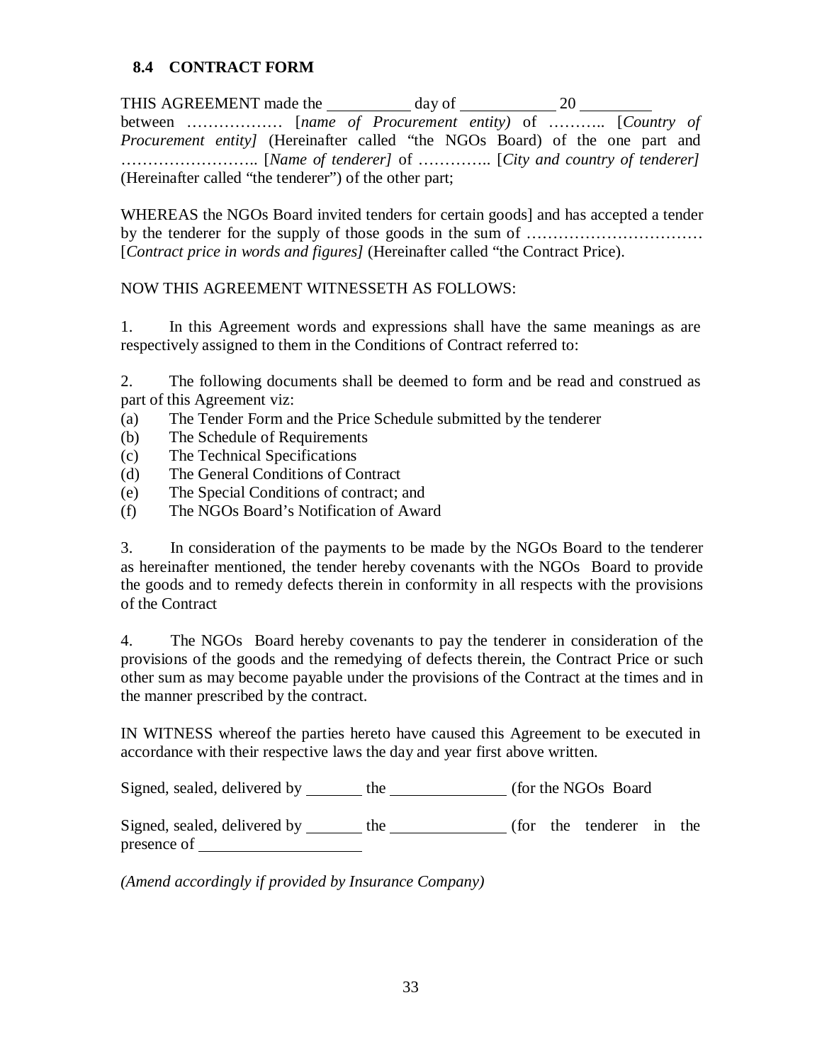### 8.4 CONTRACT FORM

THIS AGREEMENT made the __________ day of ___________ 20 ________ between ……………… [*name of Procurement entity)* of ……….. [*Country of Procurement entity]* (Hereinafter called "the NGOs Board) of the one part and …………………….. [*Name of tenderer]* of ………….. [*City and country of tenderer]* (Hereinafter called "the tenderer") of the other part;

WHEREAS the NGOs Board invited tenders for certain goods] and has accepted a tender by the tenderer for the supply of those goods in the sum of …………………………… [*Contract price in words and figures]* (Hereinafter called "the Contract Price).

NOW THIS AGREEMENT WITNESSETH AS FOLLOWS:

1. In this Agreement words and expressions shall have the same meanings as are respectively assigned to them in the Conditions of Contract referred to:

2. The following documents shall be deemed to form and be read and construed as part of this Agreement viz:

(a) The Tender Form and the Price Schedule submitted by the tenderer
(b) The Schedule of Requirements
(c) The Technical Specifications
(d) The General Conditions of Contract
(e) The Special Conditions of contract; and
(f) The NGOs Board's Notification of Award

3. In consideration of the payments to be made by the NGOs Board to the tenderer as hereinafter mentioned, the tender hereby covenants with the NGOs Board to provide the goods and to remedy defects therein in conformity in all respects with the provisions of the Contract

4. The NGOs Board hereby covenants to pay the tenderer in consideration of the provisions of the goods and the remedying of defects therein, the Contract Price or such other sum as may become payable under the provisions of the Contract at the times and in the manner prescribed by the contract.

IN WITNESS whereof the parties hereto have caused this Agreement to be executed in accordance with their respective laws the day and year first above written.

Signed, sealed, delivered by _______ the ______________ (for the NGOs Board

Signed, sealed, delivered by _______ the ______________ (for the tenderer in the presence of ____________________

*(Amend accordingly if provided by Insurance Company)*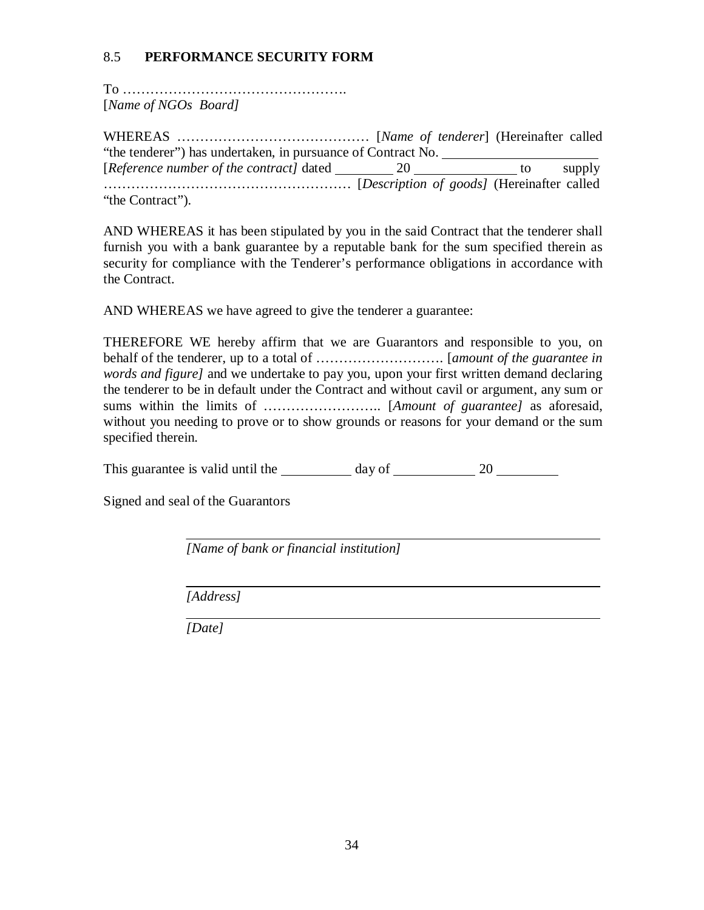### 8.5 **PERFORMANCE SECURITY FORM**

To ………………………………………….
[*Name of NGOs Board]*

WHEREAS …………………………………… [*Name of tenderer*] (Hereinafter called "the tenderer") has undertaken, in pursuance of Contract No. ______________________ [*Reference number of the contract]* dated ________ 20 ______________ to supply ……………………………………………… [*Description of goods]* (Hereinafter called "the Contract").

AND WHEREAS it has been stipulated by you in the said Contract that the tenderer shall furnish you with a bank guarantee by a reputable bank for the sum specified therein as security for compliance with the Tenderer's performance obligations in accordance with the Contract.

AND WHEREAS we have agreed to give the tenderer a guarantee:

THEREFORE WE hereby affirm that we are Guarantors and responsible to you, on behalf of the tenderer, up to a total of ………………………. [*amount of the guarantee in words and figure]* and we undertake to pay you, upon your first written demand declaring the tenderer to be in default under the Contract and without cavil or argument, any sum or sums within the limits of …………………….. [*Amount of guarantee]* as aforesaid, without you needing to prove or to show grounds or reasons for your demand or the sum specified therein.

This guarantee is valid until the __________ day of ____________ 20 _________

Signed and seal of the Guarantors

_____________________________________________
*[Name of bank or financial institution]*

_____________________________________________
*[Address]*

_____________________________________________
*[Date]*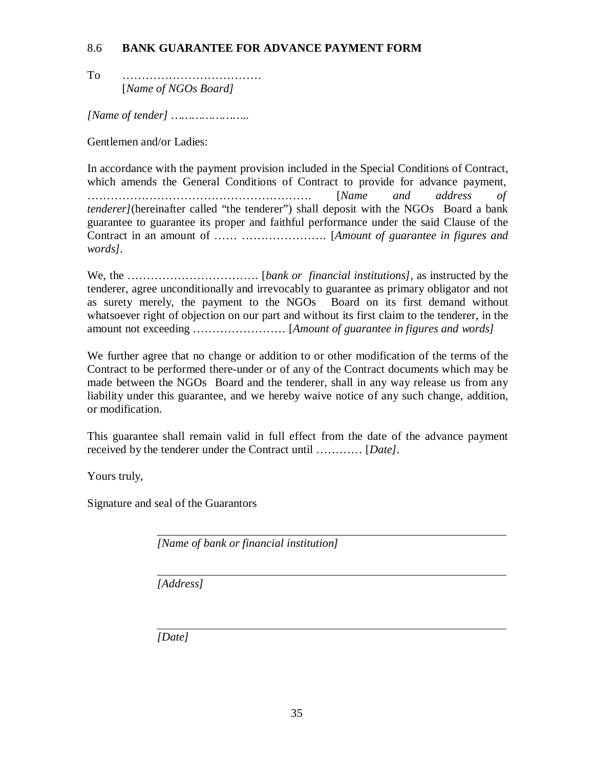## 8.6 BANK GUARANTEE FOR ADVANCE PAYMENT FORM

To ………………………………
[*Name of NGOs Board]*

*[Name of tender] …………………..*

Gentlemen and/or Ladies:

In accordance with the payment provision included in the Special Conditions of Contract, which amends the General Conditions of Contract to provide for advance payment, …………………………………………………. [*Name and address of tenderer]*(hereinafter called "the tenderer") shall deposit with the NGOs Board a bank guarantee to guarantee its proper and faithful performance under the said Clause of the Contract in an amount of …… …………………. [*Amount of guarantee in figures and words]*.

We, the ……………………………. [*bank or financial institutions]*, as instructed by the tenderer, agree unconditionally and irrevocably to guarantee as primary obligator and not as surety merely, the payment to the NGOs Board on its first demand without whatsoever right of objection on our part and without its first claim to the tenderer, in the amount not exceeding …………………… [*Amount of guarantee in figures and words]*

We further agree that no change or addition to or other modification of the terms of the Contract to be performed there-under or of any of the Contract documents which may be made between the NGOs Board and the tenderer, shall in any way release us from any liability under this guarantee, and we hereby waive notice of any such change, addition, or modification.

This guarantee shall remain valid in full effect from the date of the advance payment received by the tenderer under the Contract until ………… [*Date]*.

Yours truly,

Signature and seal of the Guarantors

_______________________________________________
*[Name of bank or financial institution]*

_______________________________________________
*[Address]*

_______________________________________________
*[Date]*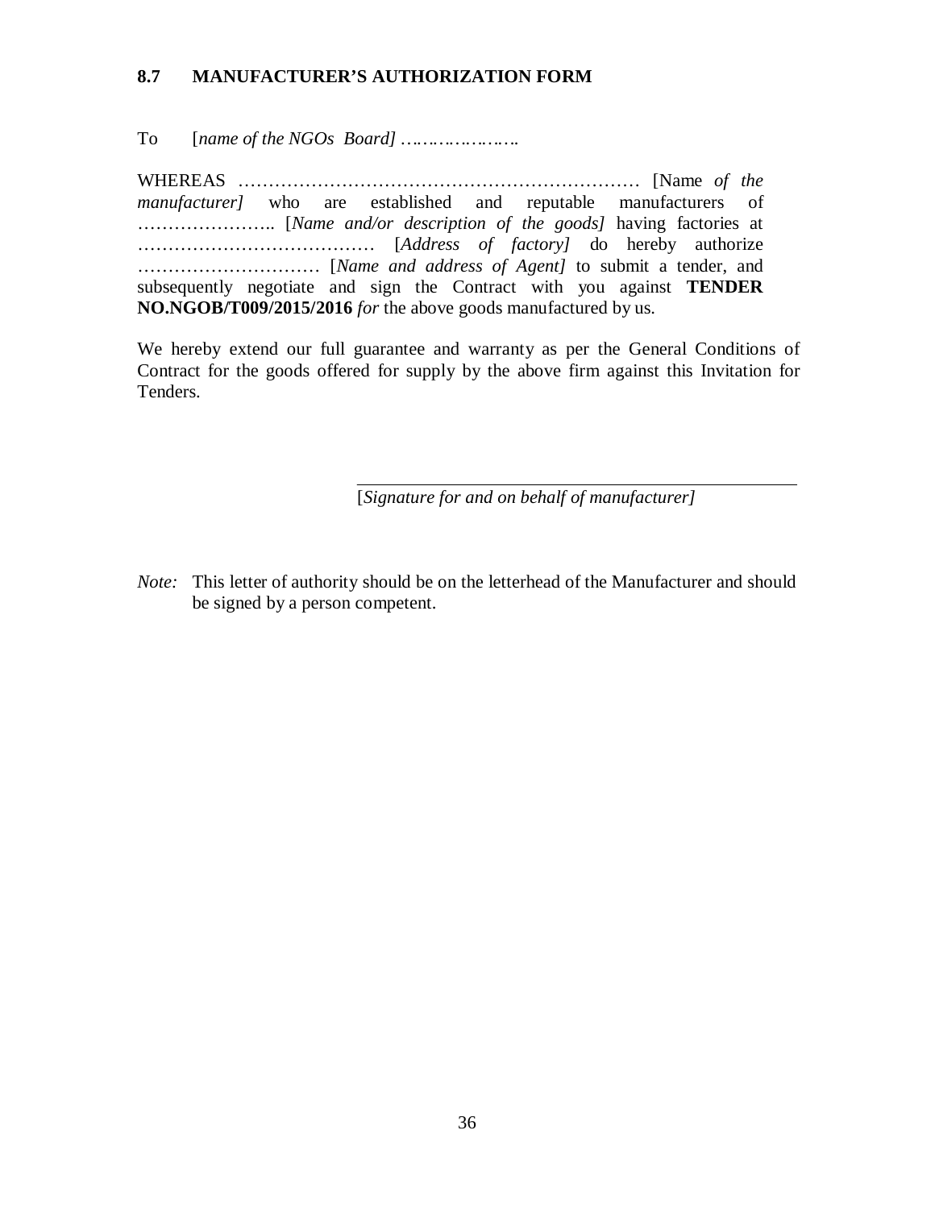## 8.7 MANUFACTURER'S AUTHORIZATION FORM

To [*name of the NGOs Board] ………………….*

WHEREAS ………………………………………………………… [Name *of the manufacturer]* who are established and reputable manufacturers of ………………….. [*Name and/or description of the goods]* having factories at ………………………………… [*Address of factory]* do hereby authorize ………………………… [*Name and address of Agent]* to submit a tender, and subsequently negotiate and sign the Contract with you against **TENDER NO.NGOB/T009/2015/2016** *for* the above goods manufactured by us.

We hereby extend our full guarantee and warranty as per the General Conditions of Contract for the goods offered for supply by the above firm against this Invitation for Tenders.

\_\_\_\_\_\_\_\_\_\_\_\_\_\_\_\_\_\_\_\_\_\_\_\_\_\_\_\_\_\_\_\_\_\_\_\_\_\_\_\_

[*Signature for and on behalf of manufacturer]*

*Note:* This letter of authority should be on the letterhead of the Manufacturer and should be signed by a person competent.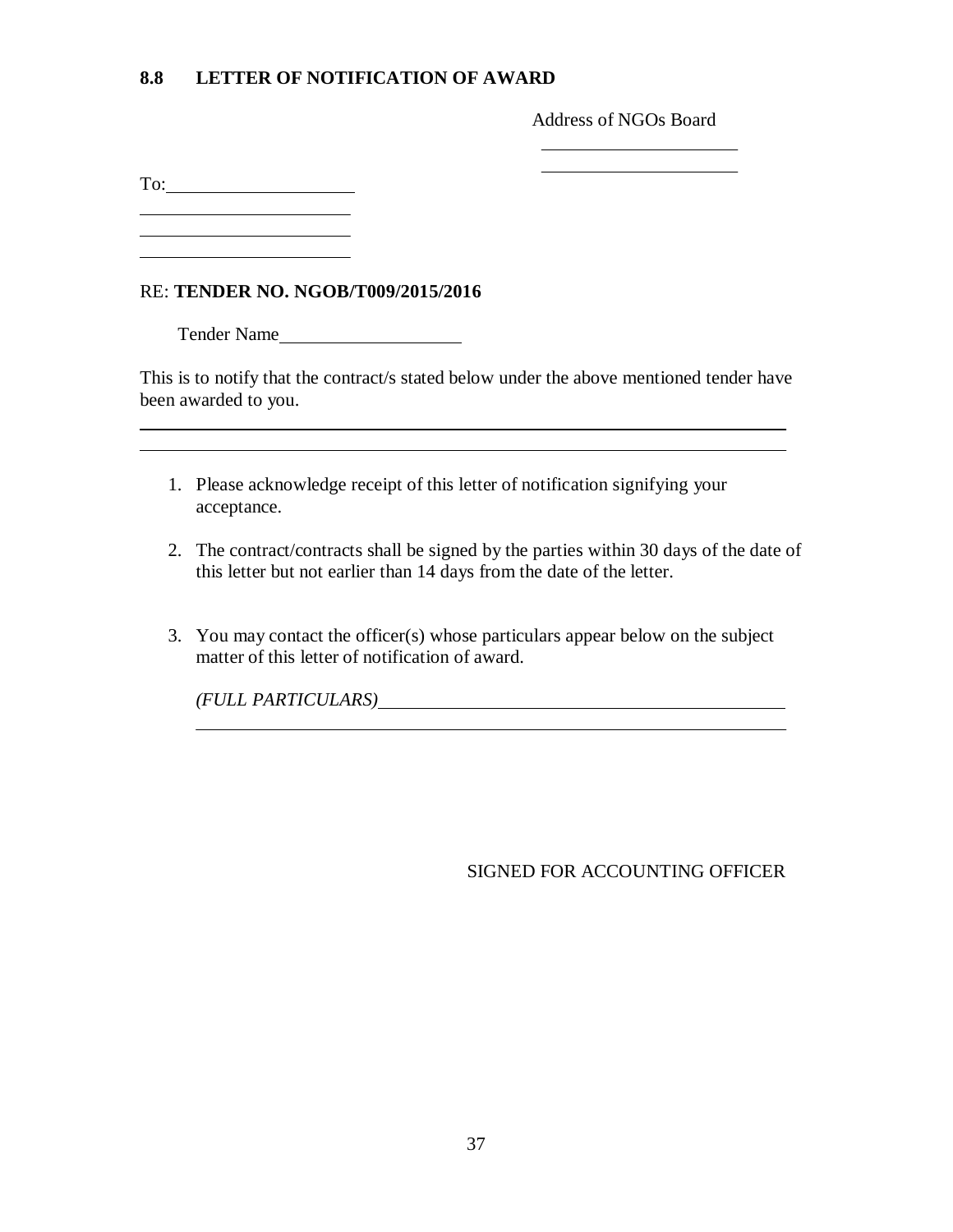## 8.8 LETTER OF NOTIFICATION OF AWARD

Address of NGOs Board

\_\_\_\_\_\_\_\_\_\_\_\_\_\_\_\_\_\_\_\_\_\_

\_\_\_\_\_\_\_\_\_\_\_\_\_\_\_\_\_\_\_\_\_\_

To:\_\_\_\_\_\_\_\_\_\_\_\_\_\_\_\_\_\_\_\_

\_\_\_\_\_\_\_\_\_\_\_\_\_\_\_\_\_\_\_\_\_\_

\_\_\_\_\_\_\_\_\_\_\_\_\_\_\_\_\_\_\_\_\_\_

\_\_\_\_\_\_\_\_\_\_\_\_\_\_\_\_\_\_\_\_\_\_

RE: **TENDER NO. NGOB/T009/2015/2016**

Tender Name\_\_\_\_\_\_\_\_\_\_\_\_\_\_\_\_\_\_\_\_

This is to notify that the contract/s stated below under the above mentioned tender have been awarded to you.

\_\_\_\_\_\_\_\_\_\_\_\_\_\_\_\_\_\_\_\_\_\_\_\_\_\_\_\_\_\_\_\_\_\_\_\_\_\_\_\_\_\_\_\_\_\_\_\_\_\_\_\_\_\_\_\_\_\_\_\_\_\_\_\_\_\_\_\_

\_\_\_\_\_\_\_\_\_\_\_\_\_\_\_\_\_\_\_\_\_\_\_\_\_\_\_\_\_\_\_\_\_\_\_\_\_\_\_\_\_\_\_\_\_\_\_\_\_\_\_\_\_\_\_\_\_\_\_\_\_\_\_\_\_\_\_\_

1. Please acknowledge receipt of this letter of notification signifying your acceptance.

2. The contract/contracts shall be signed by the parties within 30 days of the date of this letter but not earlier than 14 days from the date of the letter.

3. You may contact the officer(s) whose particulars appear below on the subject matter of this letter of notification of award.

   *(FULL PARTICULARS)*\_\_\_\_\_\_\_\_\_\_\_\_\_\_\_\_\_\_\_\_\_\_\_\_\_\_\_\_\_\_\_\_\_\_\_\_\_\_\_\_\_\_\_\_\_\_

   \_\_\_\_\_\_\_\_\_\_\_\_\_\_\_\_\_\_\_\_\_\_\_\_\_\_\_\_\_\_\_\_\_\_\_\_\_\_\_\_\_\_\_\_\_\_\_\_\_\_\_\_\_\_\_\_\_\_\_\_\_\_

SIGNED FOR ACCOUNTING OFFICER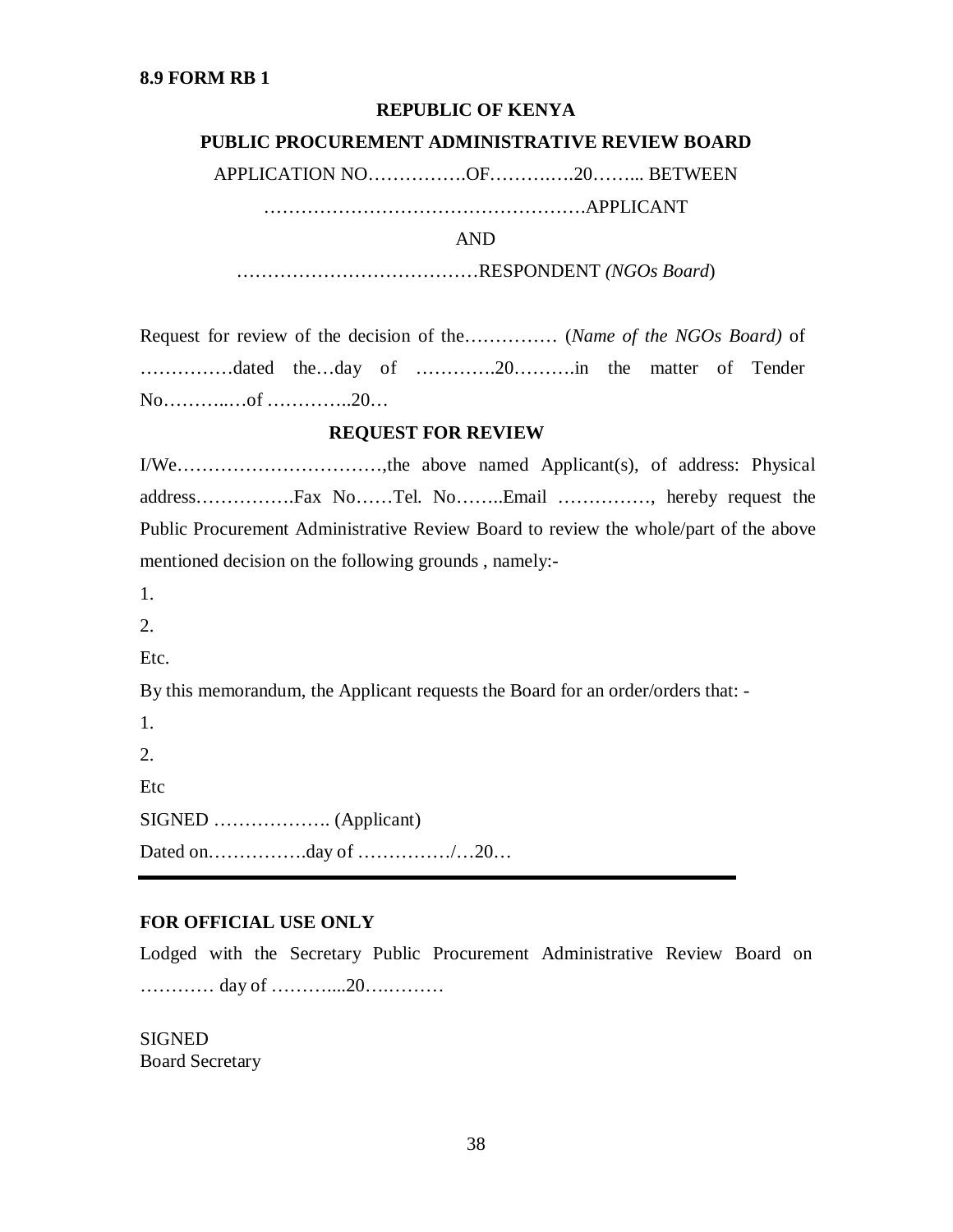**8.9 FORM RB 1**

**REPUBLIC OF KENYA**

**PUBLIC PROCUREMENT ADMINISTRATIVE REVIEW BOARD**

APPLICATION NO…………….OF……….….20……... BETWEEN

…………………………………………….APPLICANT

AND

…………………………………RESPONDENT *(NGOs Board*)

Request for review of the decision of the…………… (*Name of the NGOs Board)* of ……………dated the…day of ………….20……….in the matter of Tender No………..…of …………..20…

**REQUEST FOR REVIEW**

I/We……………………………,the above named Applicant(s), of address: Physical address…………….Fax No……Tel. No……..Email ……………, hereby request the Public Procurement Administrative Review Board to review the whole/part of the above mentioned decision on the following grounds , namely:-

1.

2.

Etc.

By this memorandum, the Applicant requests the Board for an order/orders that: -

1.

2.

Etc

SIGNED ………………. (Applicant)

Dated on…………….day of ……………/…20…

---

**FOR OFFICIAL USE ONLY**

Lodged with the Secretary Public Procurement Administrative Review Board on ………… day of ………...20….………

SIGNED
Board Secretary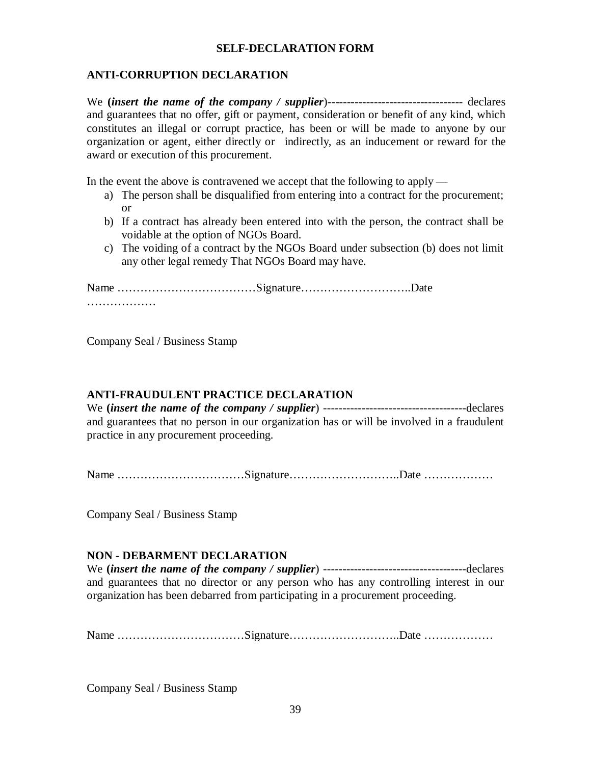## SELF-DECLARATION FORM

### ANTI-CORRUPTION DECLARATION

We **(*insert the name of the company / supplier*)**---------------------------------- declares and guarantees that no offer, gift or payment, consideration or benefit of any kind, which constitutes an illegal or corrupt practice, has been or will be made to anyone by our organization or agent, either directly or indirectly, as an inducement or reward for the award or execution of this procurement.

In the event the above is contravened we accept that the following to apply —

a) The person shall be disqualified from entering into a contract for the procurement; or
b) If a contract has already been entered into with the person, the contract shall be voidable at the option of NGOs Board.
c) The voiding of a contract by the NGOs Board under subsection (b) does not limit any other legal remedy That NGOs Board may have.

Name ………………………………Signature………………………..Date ………………

Company Seal / Business Stamp

### ANTI-FRAUDULENT PRACTICE DECLARATION

We **(*insert the name of the company / supplier*)** -------------------------------------declares and guarantees that no person in our organization has or will be involved in a fraudulent practice in any procurement proceeding.

Name ……………………………Signature………………………..Date ………………

Company Seal / Business Stamp

### NON - DEBARMENT DECLARATION

We **(*insert the name of the company / supplier*)** -------------------------------------declares and guarantees that no director or any person who has any controlling interest in our organization has been debarred from participating in a procurement proceeding.

Name ……………………………Signature………………………..Date ………………

Company Seal / Business Stamp